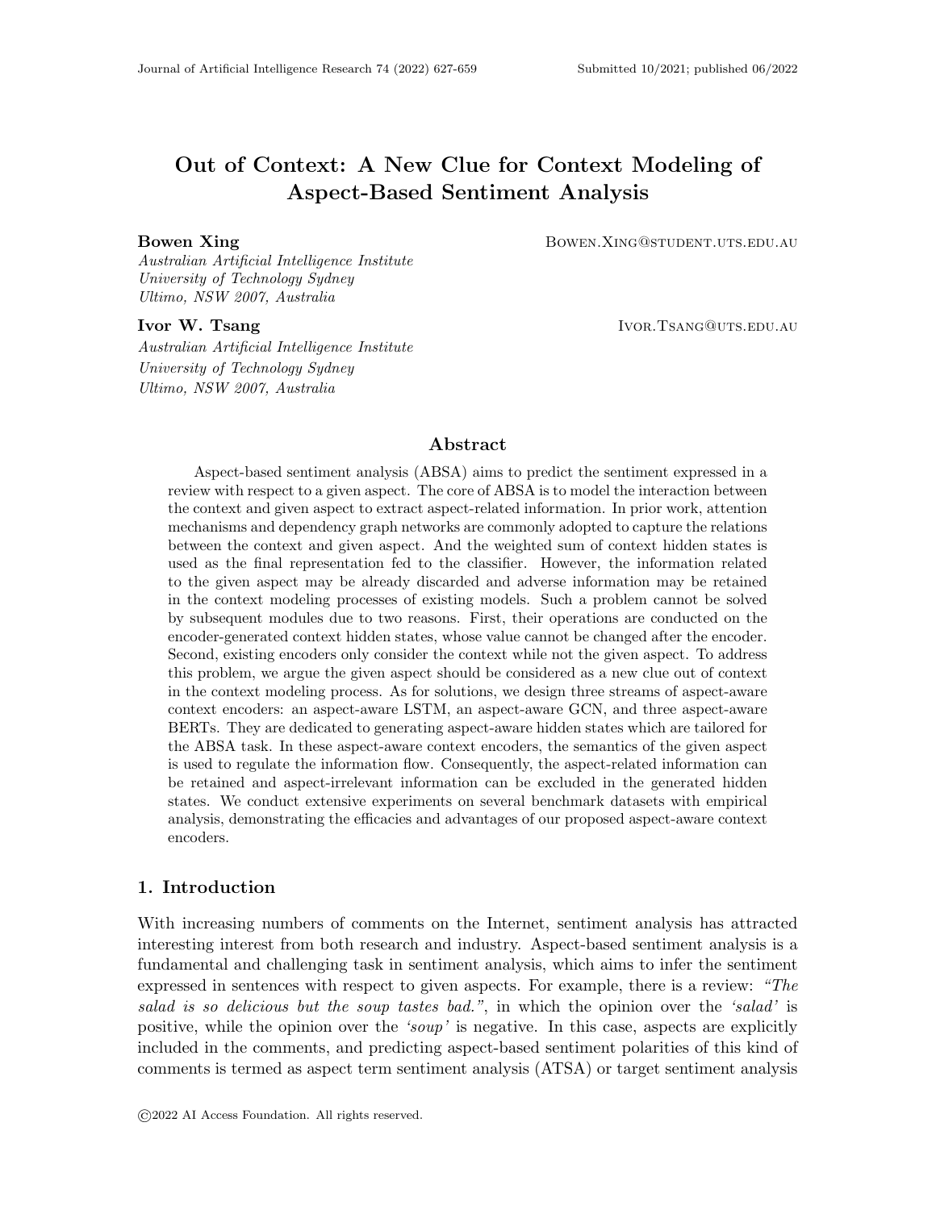# Out of Context: A New Clue for Context Modeling of Aspect-Based Sentiment Analysis

**Bowen Xing** BOWEN.XING@STUDENT.UTS.EDU.AU
*Australian Artificial Intelligence Institute*
*University of Technology Sydney*
*Ultimo, NSW 2007, Australia*

**Ivor W. Tsang** IVOR.TSANG@UTS.EDU.AU
*Australian Artificial Intelligence Institute*
*University of Technology Sydney*
*Ultimo, NSW 2007, Australia*

## Abstract

Aspect-based sentiment analysis (ABSA) aims to predict the sentiment expressed in a review with respect to a given aspect. The core of ABSA is to model the interaction between the context and given aspect to extract aspect-related information. In prior work, attention mechanisms and dependency graph networks are commonly adopted to capture the relations between the context and given aspect. And the weighted sum of context hidden states is used as the final representation fed to the classifier. However, the information related to the given aspect may be already discarded and adverse information may be retained in the context modeling processes of existing models. Such a problem cannot be solved by subsequent modules due to two reasons. First, their operations are conducted on the encoder-generated context hidden states, whose value cannot be changed after the encoder. Second, existing encoders only consider the context while not the given aspect. To address this problem, we argue the given aspect should be considered as a new clue out of context in the context modeling process. As for solutions, we design three streams of aspect-aware context encoders: an aspect-aware LSTM, an aspect-aware GCN, and three aspect-aware BERTs. They are dedicated to generating aspect-aware hidden states which are tailored for the ABSA task. In these aspect-aware context encoders, the semantics of the given aspect is used to regulate the information flow. Consequently, the aspect-related information can be retained and aspect-irrelevant information can be excluded in the generated hidden states. We conduct extensive experiments on several benchmark datasets with empirical analysis, demonstrating the efficacies and advantages of our proposed aspect-aware context encoders.

## 1. Introduction

With increasing numbers of comments on the Internet, sentiment analysis has attracted interesting interest from both research and industry. Aspect-based sentiment analysis is a fundamental and challenging task in sentiment analysis, which aims to infer the sentiment expressed in sentences with respect to given aspects. For example, there is a review: *"The salad is so delicious but the soup tastes bad."*, in which the opinion over the *'salad'* is positive, while the opinion over the *'soup'* is negative. In this case, aspects are explicitly included in the comments, and predicting aspect-based sentiment polarities of this kind of comments is termed as aspect term sentiment analysis (ATSA) or target sentiment analysis

©2022 AI Access Foundation. All rights reserved.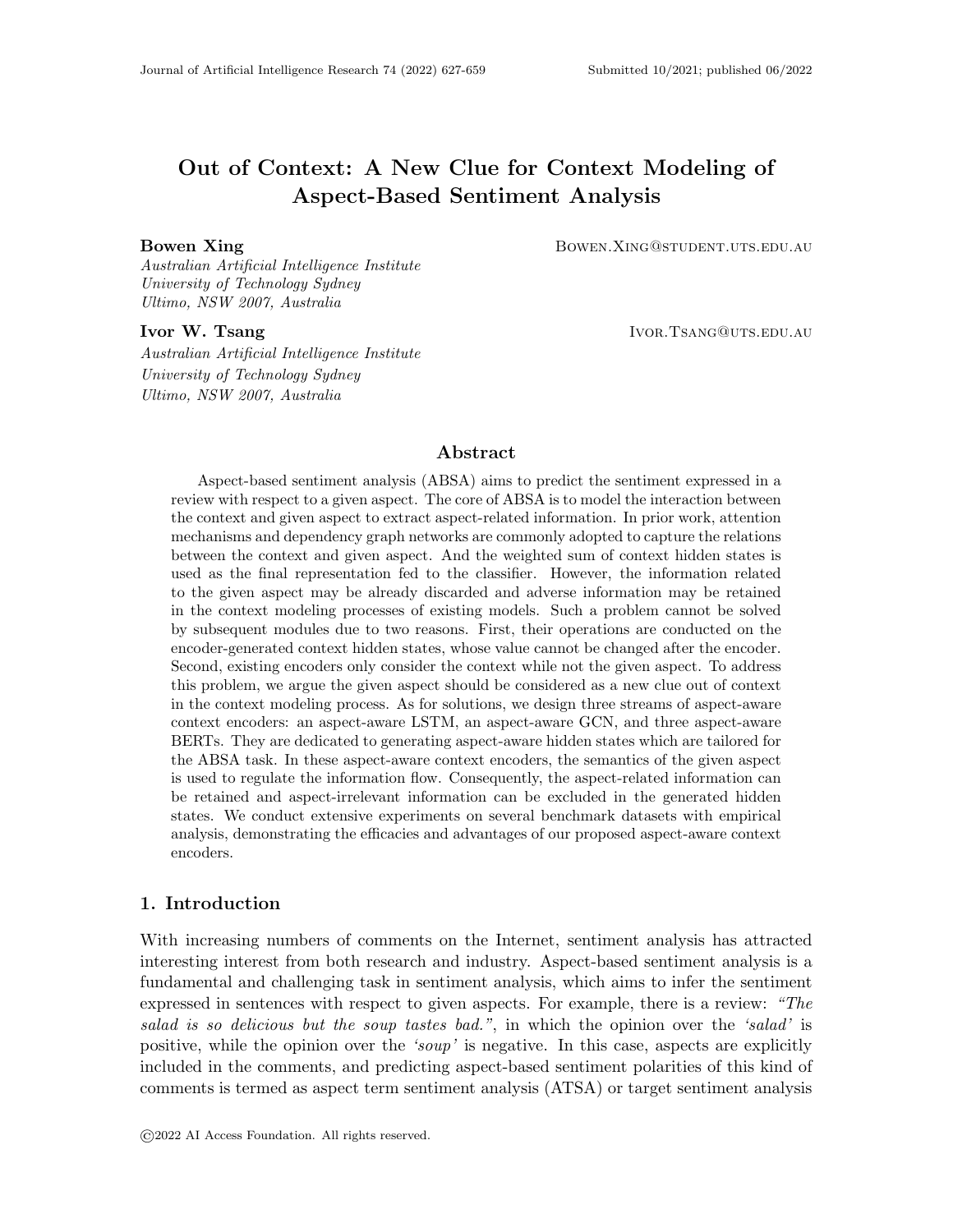# Out of Context: A New Clue for Context Modeling of Aspect-Based Sentiment Analysis

**Bowen Xing** BOWEN.XING@STUDENT.UTS.EDU.AU
*Australian Artificial Intelligence Institute*
*University of Technology Sydney*
*Ultimo, NSW 2007, Australia*

**Ivor W. Tsang** IVOR.TSANG@UTS.EDU.AU
*Australian Artificial Intelligence Institute*
*University of Technology Sydney*
*Ultimo, NSW 2007, Australia*

## Abstract

Aspect-based sentiment analysis (ABSA) aims to predict the sentiment expressed in a review with respect to a given aspect. The core of ABSA is to model the interaction between the context and given aspect to extract aspect-related information. In prior work, attention mechanisms and dependency graph networks are commonly adopted to capture the relations between the context and given aspect. And the weighted sum of context hidden states is used as the final representation fed to the classifier. However, the information related to the given aspect may be already discarded and adverse information may be retained in the context modeling processes of existing models. Such a problem cannot be solved by subsequent modules due to two reasons. First, their operations are conducted on the encoder-generated context hidden states, whose value cannot be changed after the encoder. Second, existing encoders only consider the context while not the given aspect. To address this problem, we argue the given aspect should be considered as a new clue out of context in the context modeling process. As for solutions, we design three streams of aspect-aware context encoders: an aspect-aware LSTM, an aspect-aware GCN, and three aspect-aware BERTs. They are dedicated to generating aspect-aware hidden states which are tailored for the ABSA task. In these aspect-aware context encoders, the semantics of the given aspect is used to regulate the information flow. Consequently, the aspect-related information can be retained and aspect-irrelevant information can be excluded in the generated hidden states. We conduct extensive experiments on several benchmark datasets with empirical analysis, demonstrating the efficacies and advantages of our proposed aspect-aware context encoders.

## 1. Introduction

With increasing numbers of comments on the Internet, sentiment analysis has attracted interesting interest from both research and industry. Aspect-based sentiment analysis is a fundamental and challenging task in sentiment analysis, which aims to infer the sentiment expressed in sentences with respect to given aspects. For example, there is a review: *"The salad is so delicious but the soup tastes bad."*, in which the opinion over the *'salad'* is positive, while the opinion over the *'soup'* is negative. In this case, aspects are explicitly included in the comments, and predicting aspect-based sentiment polarities of this kind of comments is termed as aspect term sentiment analysis (ATSA) or target sentiment analysis

©2022 AI Access Foundation. All rights reserved.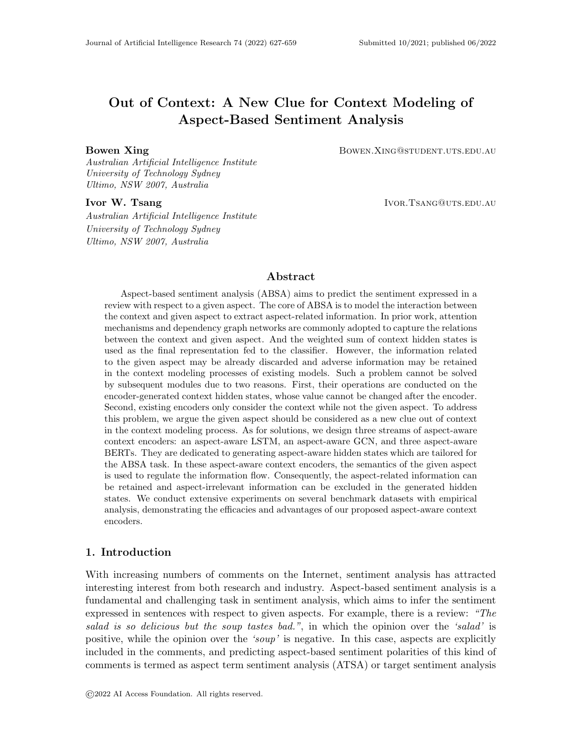# Out of Context: A New Clue for Context Modeling of Aspect-Based Sentiment Analysis

**Bowen Xing** BOWEN.XING@STUDENT.UTS.EDU.AU

*Australian Artificial Intelligence Institute*
*University of Technology Sydney*
*Ultimo, NSW 2007, Australia*

**Ivor W. Tsang** IVOR.TSANG@UTS.EDU.AU

*Australian Artificial Intelligence Institute*
*University of Technology Sydney*
*Ultimo, NSW 2007, Australia*

## Abstract

Aspect-based sentiment analysis (ABSA) aims to predict the sentiment expressed in a review with respect to a given aspect. The core of ABSA is to model the interaction between the context and given aspect to extract aspect-related information. In prior work, attention mechanisms and dependency graph networks are commonly adopted to capture the relations between the context and given aspect. And the weighted sum of context hidden states is used as the final representation fed to the classifier. However, the information related to the given aspect may be already discarded and adverse information may be retained in the context modeling processes of existing models. Such a problem cannot be solved by subsequent modules due to two reasons. First, their operations are conducted on the encoder-generated context hidden states, whose value cannot be changed after the encoder. Second, existing encoders only consider the context while not the given aspect. To address this problem, we argue the given aspect should be considered as a new clue out of context in the context modeling process. As for solutions, we design three streams of aspect-aware context encoders: an aspect-aware LSTM, an aspect-aware GCN, and three aspect-aware BERTs. They are dedicated to generating aspect-aware hidden states which are tailored for the ABSA task. In these aspect-aware context encoders, the semantics of the given aspect is used to regulate the information flow. Consequently, the aspect-related information can be retained and aspect-irrelevant information can be excluded in the generated hidden states. We conduct extensive experiments on several benchmark datasets with empirical analysis, demonstrating the efficacies and advantages of our proposed aspect-aware context encoders.

## 1. Introduction

With increasing numbers of comments on the Internet, sentiment analysis has attracted interesting interest from both research and industry. Aspect-based sentiment analysis is a fundamental and challenging task in sentiment analysis, which aims to infer the sentiment expressed in sentences with respect to given aspects. For example, there is a review: *"The salad is so delicious but the soup tastes bad."*, in which the opinion over the *'salad'* is positive, while the opinion over the *'soup'* is negative. In this case, aspects are explicitly included in the comments, and predicting aspect-based sentiment polarities of this kind of comments is termed as aspect term sentiment analysis (ATSA) or target sentiment analysis

©2022 AI Access Foundation. All rights reserved.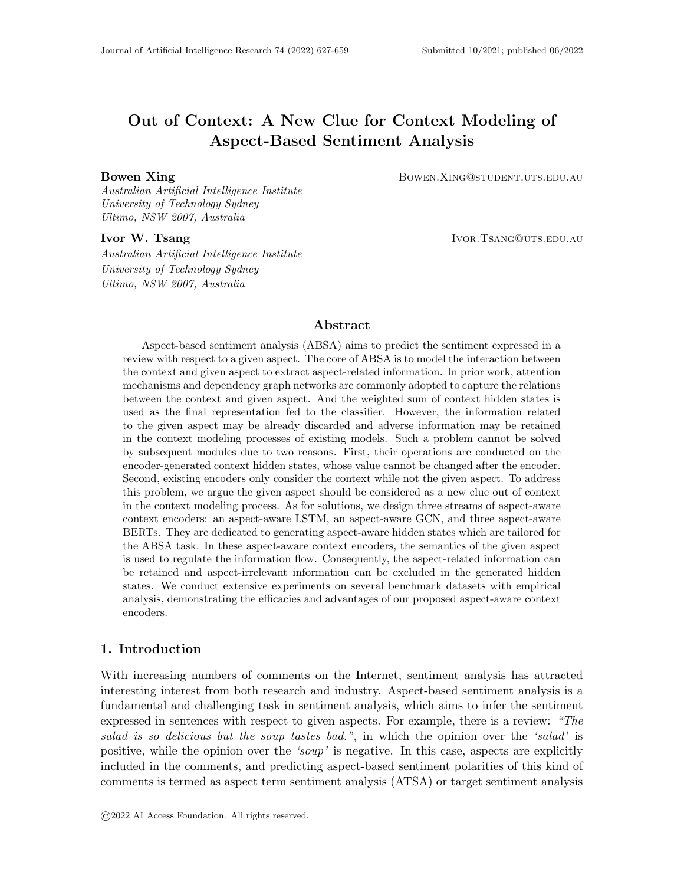# Out of Context: A New Clue for Context Modeling of Aspect-Based Sentiment Analysis

**Bowen Xing** BOWEN.XING@STUDENT.UTS.EDU.AU
*Australian Artificial Intelligence Institute*
*University of Technology Sydney*
*Ultimo, NSW 2007, Australia*

**Ivor W. Tsang** IVOR.TSANG@UTS.EDU.AU
*Australian Artificial Intelligence Institute*
*University of Technology Sydney*
*Ultimo, NSW 2007, Australia*

## Abstract

Aspect-based sentiment analysis (ABSA) aims to predict the sentiment expressed in a review with respect to a given aspect. The core of ABSA is to model the interaction between the context and given aspect to extract aspect-related information. In prior work, attention mechanisms and dependency graph networks are commonly adopted to capture the relations between the context and given aspect. And the weighted sum of context hidden states is used as the final representation fed to the classifier. However, the information related to the given aspect may be already discarded and adverse information may be retained in the context modeling processes of existing models. Such a problem cannot be solved by subsequent modules due to two reasons. First, their operations are conducted on the encoder-generated context hidden states, whose value cannot be changed after the encoder. Second, existing encoders only consider the context while not the given aspect. To address this problem, we argue the given aspect should be considered as a new clue out of context in the context modeling process. As for solutions, we design three streams of aspect-aware context encoders: an aspect-aware LSTM, an aspect-aware GCN, and three aspect-aware BERTs. They are dedicated to generating aspect-aware hidden states which are tailored for the ABSA task. In these aspect-aware context encoders, the semantics of the given aspect is used to regulate the information flow. Consequently, the aspect-related information can be retained and aspect-irrelevant information can be excluded in the generated hidden states. We conduct extensive experiments on several benchmark datasets with empirical analysis, demonstrating the efficacies and advantages of our proposed aspect-aware context encoders.

## 1. Introduction

With increasing numbers of comments on the Internet, sentiment analysis has attracted interesting interest from both research and industry. Aspect-based sentiment analysis is a fundamental and challenging task in sentiment analysis, which aims to infer the sentiment expressed in sentences with respect to given aspects. For example, there is a review: *"The salad is so delicious but the soup tastes bad."*, in which the opinion over the *'salad'* is positive, while the opinion over the *'soup'* is negative. In this case, aspects are explicitly included in the comments, and predicting aspect-based sentiment polarities of this kind of comments is termed as aspect term sentiment analysis (ATSA) or target sentiment analysis

©2022 AI Access Foundation. All rights reserved.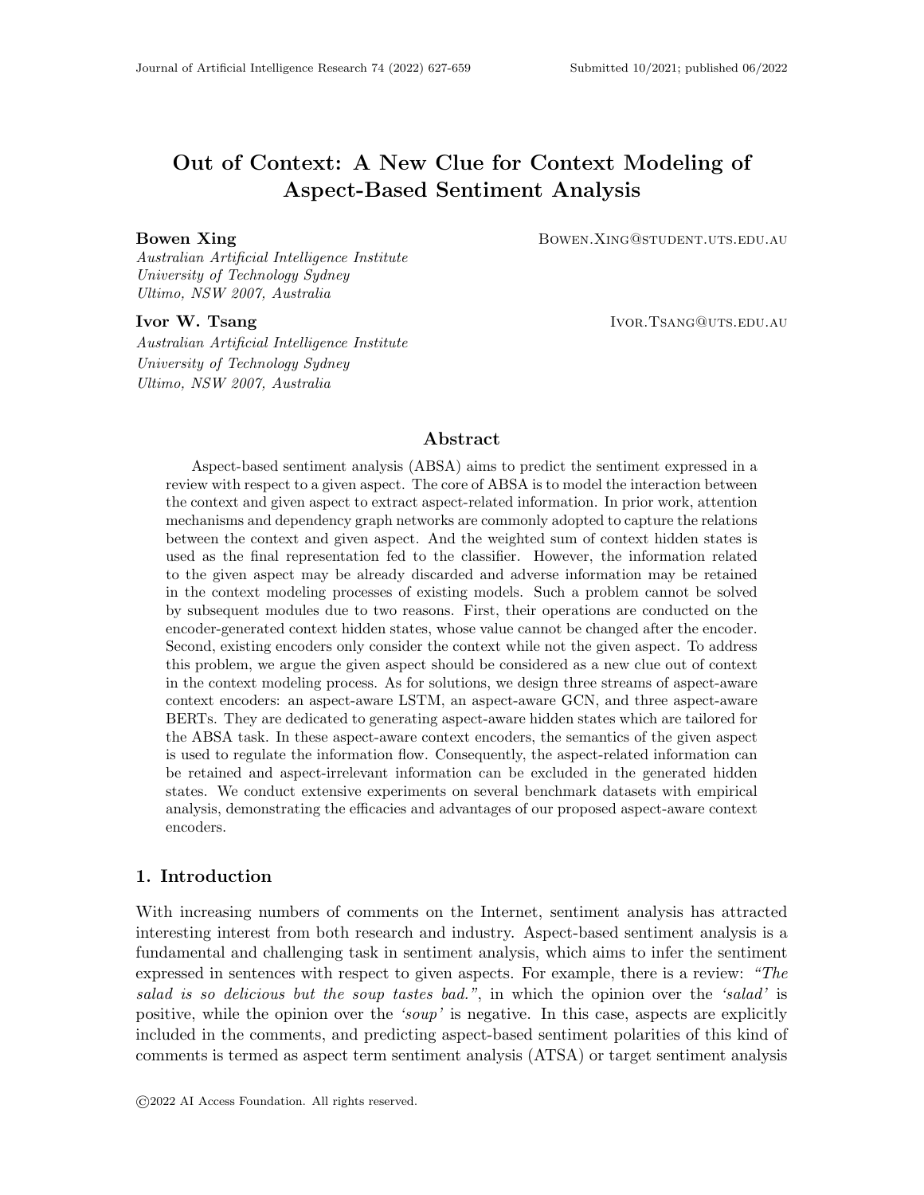# Out of Context: A New Clue for Context Modeling of Aspect-Based Sentiment Analysis

**Bowen Xing** BOWEN.XING@STUDENT.UTS.EDU.AU
*Australian Artificial Intelligence Institute*
*University of Technology Sydney*
*Ultimo, NSW 2007, Australia*

**Ivor W. Tsang** IVOR.TSANG@UTS.EDU.AU
*Australian Artificial Intelligence Institute*
*University of Technology Sydney*
*Ultimo, NSW 2007, Australia*

## Abstract

Aspect-based sentiment analysis (ABSA) aims to predict the sentiment expressed in a review with respect to a given aspect. The core of ABSA is to model the interaction between the context and given aspect to extract aspect-related information. In prior work, attention mechanisms and dependency graph networks are commonly adopted to capture the relations between the context and given aspect. And the weighted sum of context hidden states is used as the final representation fed to the classifier. However, the information related to the given aspect may be already discarded and adverse information may be retained in the context modeling processes of existing models. Such a problem cannot be solved by subsequent modules due to two reasons. First, their operations are conducted on the encoder-generated context hidden states, whose value cannot be changed after the encoder. Second, existing encoders only consider the context while not the given aspect. To address this problem, we argue the given aspect should be considered as a new clue out of context in the context modeling process. As for solutions, we design three streams of aspect-aware context encoders: an aspect-aware LSTM, an aspect-aware GCN, and three aspect-aware BERTs. They are dedicated to generating aspect-aware hidden states which are tailored for the ABSA task. In these aspect-aware context encoders, the semantics of the given aspect is used to regulate the information flow. Consequently, the aspect-related information can be retained and aspect-irrelevant information can be excluded in the generated hidden states. We conduct extensive experiments on several benchmark datasets with empirical analysis, demonstrating the efficacies and advantages of our proposed aspect-aware context encoders.

## 1. Introduction

With increasing numbers of comments on the Internet, sentiment analysis has attracted interesting interest from both research and industry. Aspect-based sentiment analysis is a fundamental and challenging task in sentiment analysis, which aims to infer the sentiment expressed in sentences with respect to given aspects. For example, there is a review: *"The salad is so delicious but the soup tastes bad."*, in which the opinion over the *'salad'* is positive, while the opinion over the *'soup'* is negative. In this case, aspects are explicitly included in the comments, and predicting aspect-based sentiment polarities of this kind of comments is termed as aspect term sentiment analysis (ATSA) or target sentiment analysis

©2022 AI Access Foundation. All rights reserved.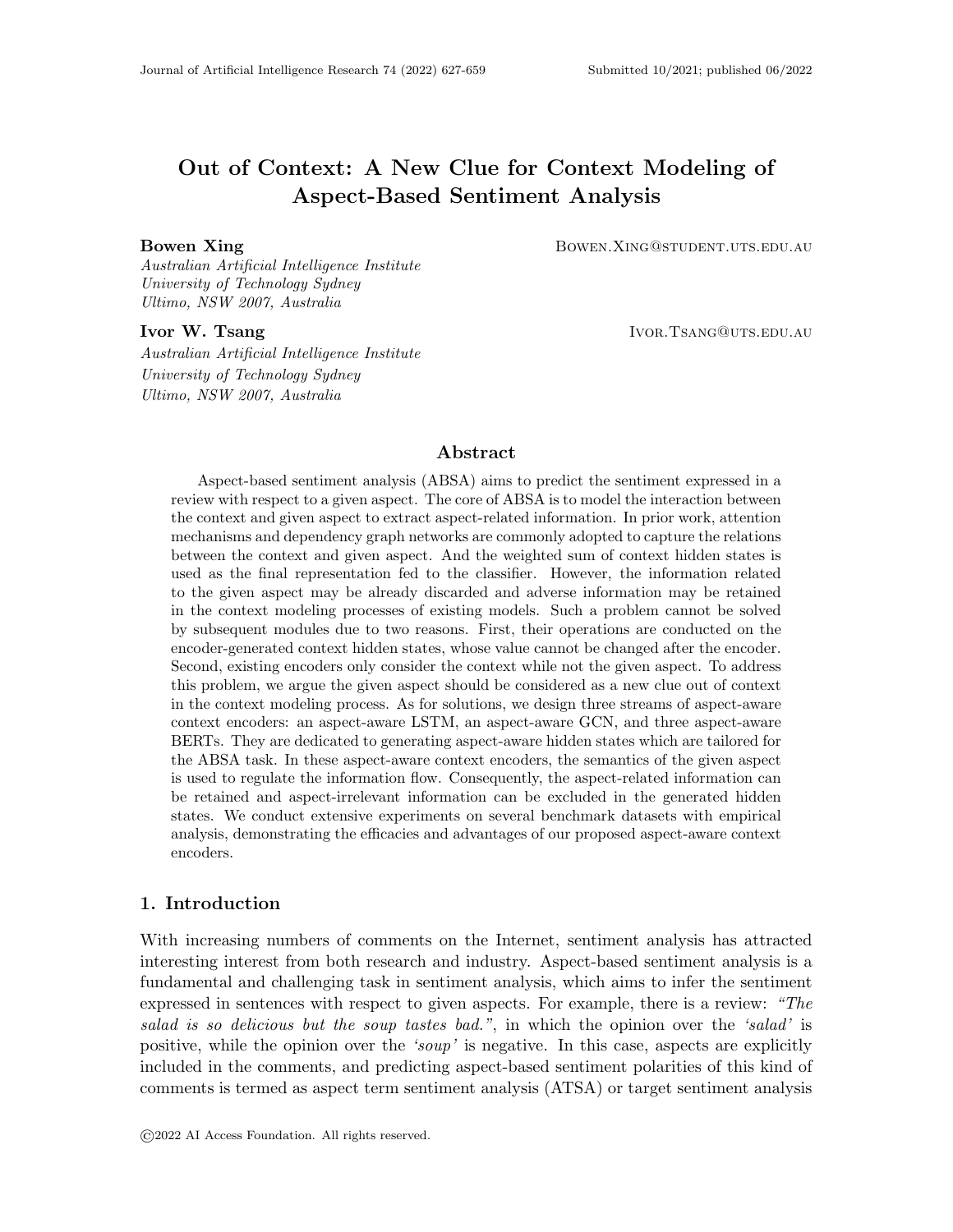# Out of Context: A New Clue for Context Modeling of Aspect-Based Sentiment Analysis

**Bowen Xing** Bowen.Xing@student.uts.edu.au

*Australian Artificial Intelligence Institute*
*University of Technology Sydney*
*Ultimo, NSW 2007, Australia*

**Ivor W. Tsang** Ivor.Tsang@uts.edu.au

*Australian Artificial Intelligence Institute*
*University of Technology Sydney*
*Ultimo, NSW 2007, Australia*

## Abstract

Aspect-based sentiment analysis (ABSA) aims to predict the sentiment expressed in a review with respect to a given aspect. The core of ABSA is to model the interaction between the context and given aspect to extract aspect-related information. In prior work, attention mechanisms and dependency graph networks are commonly adopted to capture the relations between the context and given aspect. And the weighted sum of context hidden states is used as the final representation fed to the classifier. However, the information related to the given aspect may be already discarded and adverse information may be retained in the context modeling processes of existing models. Such a problem cannot be solved by subsequent modules due to two reasons. First, their operations are conducted on the encoder-generated context hidden states, whose value cannot be changed after the encoder. Second, existing encoders only consider the context while not the given aspect. To address this problem, we argue the given aspect should be considered as a new clue out of context in the context modeling process. As for solutions, we design three streams of aspect-aware context encoders: an aspect-aware LSTM, an aspect-aware GCN, and three aspect-aware BERTs. They are dedicated to generating aspect-aware hidden states which are tailored for the ABSA task. In these aspect-aware context encoders, the semantics of the given aspect is used to regulate the information flow. Consequently, the aspect-related information can be retained and aspect-irrelevant information can be excluded in the generated hidden states. We conduct extensive experiments on several benchmark datasets with empirical analysis, demonstrating the efficacies and advantages of our proposed aspect-aware context encoders.

## 1. Introduction

With increasing numbers of comments on the Internet, sentiment analysis has attracted interesting interest from both research and industry. Aspect-based sentiment analysis is a fundamental and challenging task in sentiment analysis, which aims to infer the sentiment expressed in sentences with respect to given aspects. For example, there is a review: *"The salad is so delicious but the soup tastes bad."*, in which the opinion over the *'salad'* is positive, while the opinion over the *'soup'* is negative. In this case, aspects are explicitly included in the comments, and predicting aspect-based sentiment polarities of this kind of comments is termed as aspect term sentiment analysis (ATSA) or target sentiment analysis

©2022 AI Access Foundation. All rights reserved.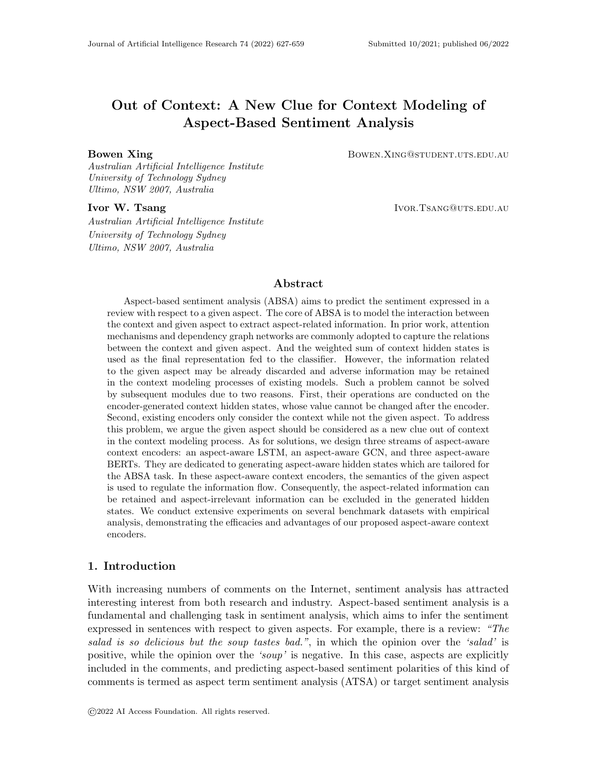# Out of Context: A New Clue for Context Modeling of Aspect-Based Sentiment Analysis

**Bowen Xing** BOWEN.XING@STUDENT.UTS.EDU.AU
*Australian Artificial Intelligence Institute*
*University of Technology Sydney*
*Ultimo, NSW 2007, Australia*

**Ivor W. Tsang** IVOR.TSANG@UTS.EDU.AU
*Australian Artificial Intelligence Institute*
*University of Technology Sydney*
*Ultimo, NSW 2007, Australia*

## Abstract

Aspect-based sentiment analysis (ABSA) aims to predict the sentiment expressed in a review with respect to a given aspect. The core of ABSA is to model the interaction between the context and given aspect to extract aspect-related information. In prior work, attention mechanisms and dependency graph networks are commonly adopted to capture the relations between the context and given aspect. And the weighted sum of context hidden states is used as the final representation fed to the classifier. However, the information related to the given aspect may be already discarded and adverse information may be retained in the context modeling processes of existing models. Such a problem cannot be solved by subsequent modules due to two reasons. First, their operations are conducted on the encoder-generated context hidden states, whose value cannot be changed after the encoder. Second, existing encoders only consider the context while not the given aspect. To address this problem, we argue the given aspect should be considered as a new clue out of context in the context modeling process. As for solutions, we design three streams of aspect-aware context encoders: an aspect-aware LSTM, an aspect-aware GCN, and three aspect-aware BERTs. They are dedicated to generating aspect-aware hidden states which are tailored for the ABSA task. In these aspect-aware context encoders, the semantics of the given aspect is used to regulate the information flow. Consequently, the aspect-related information can be retained and aspect-irrelevant information can be excluded in the generated hidden states. We conduct extensive experiments on several benchmark datasets with empirical analysis, demonstrating the efficacies and advantages of our proposed aspect-aware context encoders.

## 1. Introduction

With increasing numbers of comments on the Internet, sentiment analysis has attracted interesting interest from both research and industry. Aspect-based sentiment analysis is a fundamental and challenging task in sentiment analysis, which aims to infer the sentiment expressed in sentences with respect to given aspects. For example, there is a review: *"The salad is so delicious but the soup tastes bad."*, in which the opinion over the *'salad'* is positive, while the opinion over the *'soup'* is negative. In this case, aspects are explicitly included in the comments, and predicting aspect-based sentiment polarities of this kind of comments is termed as aspect term sentiment analysis (ATSA) or target sentiment analysis

©2022 AI Access Foundation. All rights reserved.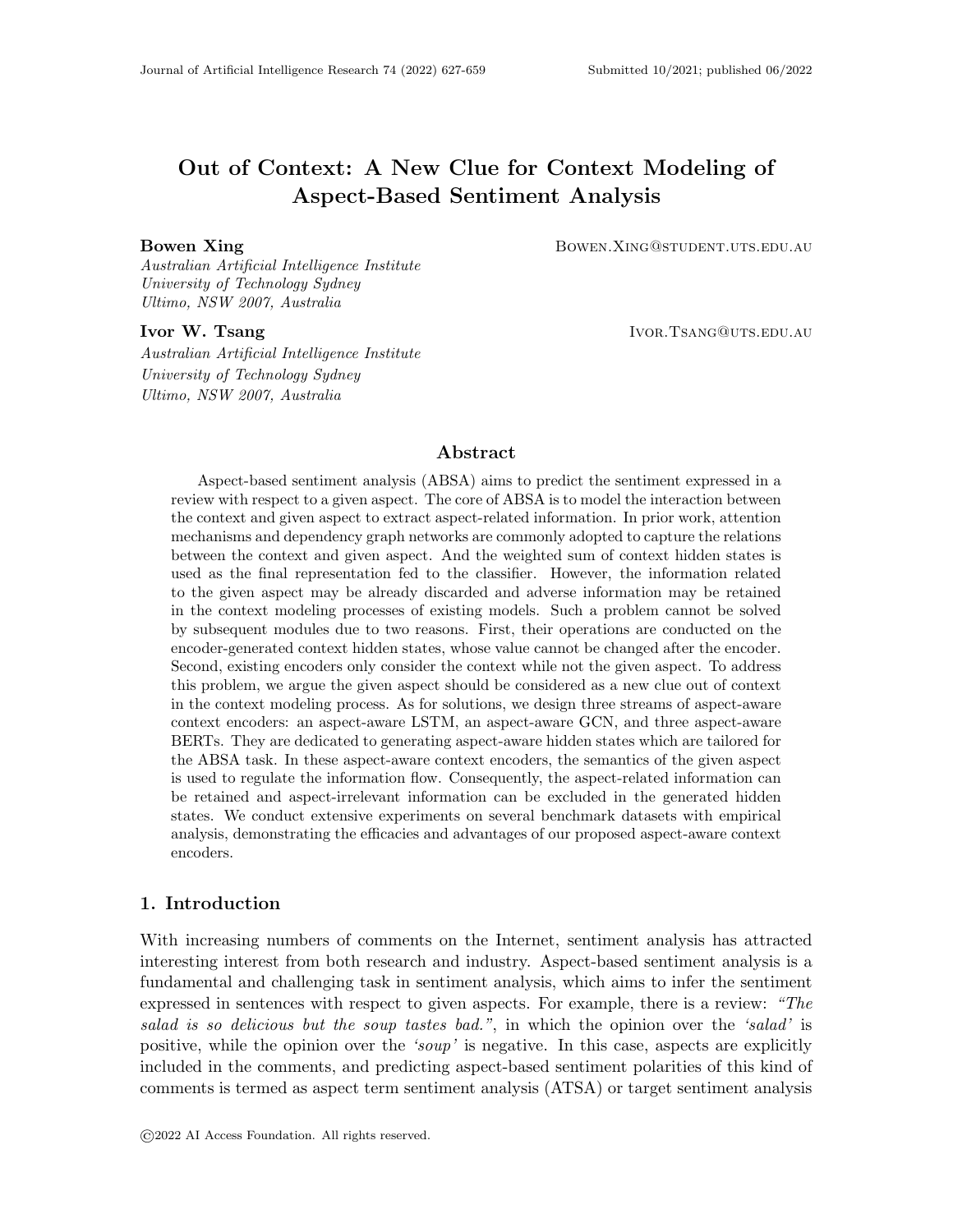# Out of Context: A New Clue for Context Modeling of Aspect-Based Sentiment Analysis

**Bowen Xing** BOWEN.XING@STUDENT.UTS.EDU.AU
*Australian Artificial Intelligence Institute*
*University of Technology Sydney*
*Ultimo, NSW 2007, Australia*

**Ivor W. Tsang** IVOR.TSANG@UTS.EDU.AU
*Australian Artificial Intelligence Institute*
*University of Technology Sydney*
*Ultimo, NSW 2007, Australia*

## Abstract

Aspect-based sentiment analysis (ABSA) aims to predict the sentiment expressed in a review with respect to a given aspect. The core of ABSA is to model the interaction between the context and given aspect to extract aspect-related information. In prior work, attention mechanisms and dependency graph networks are commonly adopted to capture the relations between the context and given aspect. And the weighted sum of context hidden states is used as the final representation fed to the classifier. However, the information related to the given aspect may be already discarded and adverse information may be retained in the context modeling processes of existing models. Such a problem cannot be solved by subsequent modules due to two reasons. First, their operations are conducted on the encoder-generated context hidden states, whose value cannot be changed after the encoder. Second, existing encoders only consider the context while not the given aspect. To address this problem, we argue the given aspect should be considered as a new clue out of context in the context modeling process. As for solutions, we design three streams of aspect-aware context encoders: an aspect-aware LSTM, an aspect-aware GCN, and three aspect-aware BERTs. They are dedicated to generating aspect-aware hidden states which are tailored for the ABSA task. In these aspect-aware context encoders, the semantics of the given aspect is used to regulate the information flow. Consequently, the aspect-related information can be retained and aspect-irrelevant information can be excluded in the generated hidden states. We conduct extensive experiments on several benchmark datasets with empirical analysis, demonstrating the efficacies and advantages of our proposed aspect-aware context encoders.

## 1. Introduction

With increasing numbers of comments on the Internet, sentiment analysis has attracted interesting interest from both research and industry. Aspect-based sentiment analysis is a fundamental and challenging task in sentiment analysis, which aims to infer the sentiment expressed in sentences with respect to given aspects. For example, there is a review: *"The salad is so delicious but the soup tastes bad."*, in which the opinion over the *'salad'* is positive, while the opinion over the *'soup'* is negative. In this case, aspects are explicitly included in the comments, and predicting aspect-based sentiment polarities of this kind of comments is termed as aspect term sentiment analysis (ATSA) or target sentiment analysis

©2022 AI Access Foundation. All rights reserved.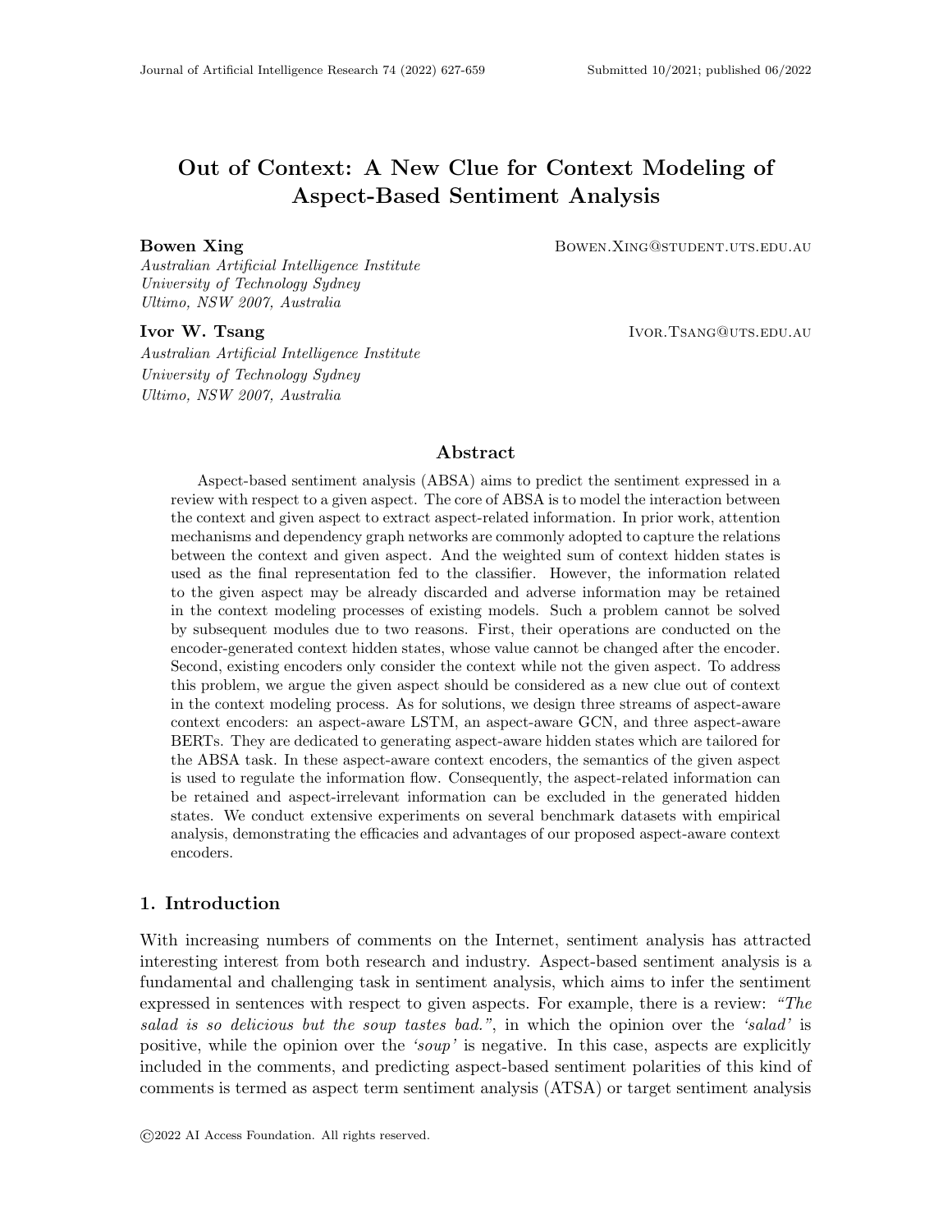# Out of Context: A New Clue for Context Modeling of Aspect-Based Sentiment Analysis

**Bowen Xing** BOWEN.XING@STUDENT.UTS.EDU.AU

*Australian Artificial Intelligence Institute*
*University of Technology Sydney*
*Ultimo, NSW 2007, Australia*

**Ivor W. Tsang** IVOR.TSANG@UTS.EDU.AU

*Australian Artificial Intelligence Institute*
*University of Technology Sydney*
*Ultimo, NSW 2007, Australia*

## Abstract

Aspect-based sentiment analysis (ABSA) aims to predict the sentiment expressed in a review with respect to a given aspect. The core of ABSA is to model the interaction between the context and given aspect to extract aspect-related information. In prior work, attention mechanisms and dependency graph networks are commonly adopted to capture the relations between the context and given aspect. And the weighted sum of context hidden states is used as the final representation fed to the classifier. However, the information related to the given aspect may be already discarded and adverse information may be retained in the context modeling processes of existing models. Such a problem cannot be solved by subsequent modules due to two reasons. First, their operations are conducted on the encoder-generated context hidden states, whose value cannot be changed after the encoder. Second, existing encoders only consider the context while not the given aspect. To address this problem, we argue the given aspect should be considered as a new clue out of context in the context modeling process. As for solutions, we design three streams of aspect-aware context encoders: an aspect-aware LSTM, an aspect-aware GCN, and three aspect-aware BERTs. They are dedicated to generating aspect-aware hidden states which are tailored for the ABSA task. In these aspect-aware context encoders, the semantics of the given aspect is used to regulate the information flow. Consequently, the aspect-related information can be retained and aspect-irrelevant information can be excluded in the generated hidden states. We conduct extensive experiments on several benchmark datasets with empirical analysis, demonstrating the efficacies and advantages of our proposed aspect-aware context encoders.

## 1. Introduction

With increasing numbers of comments on the Internet, sentiment analysis has attracted interesting interest from both research and industry. Aspect-based sentiment analysis is a fundamental and challenging task in sentiment analysis, which aims to infer the sentiment expressed in sentences with respect to given aspects. For example, there is a review: *"The salad is so delicious but the soup tastes bad."*, in which the opinion over the *'salad'* is positive, while the opinion over the *'soup'* is negative. In this case, aspects are explicitly included in the comments, and predicting aspect-based sentiment polarities of this kind of comments is termed as aspect term sentiment analysis (ATSA) or target sentiment analysis

©2022 AI Access Foundation. All rights reserved.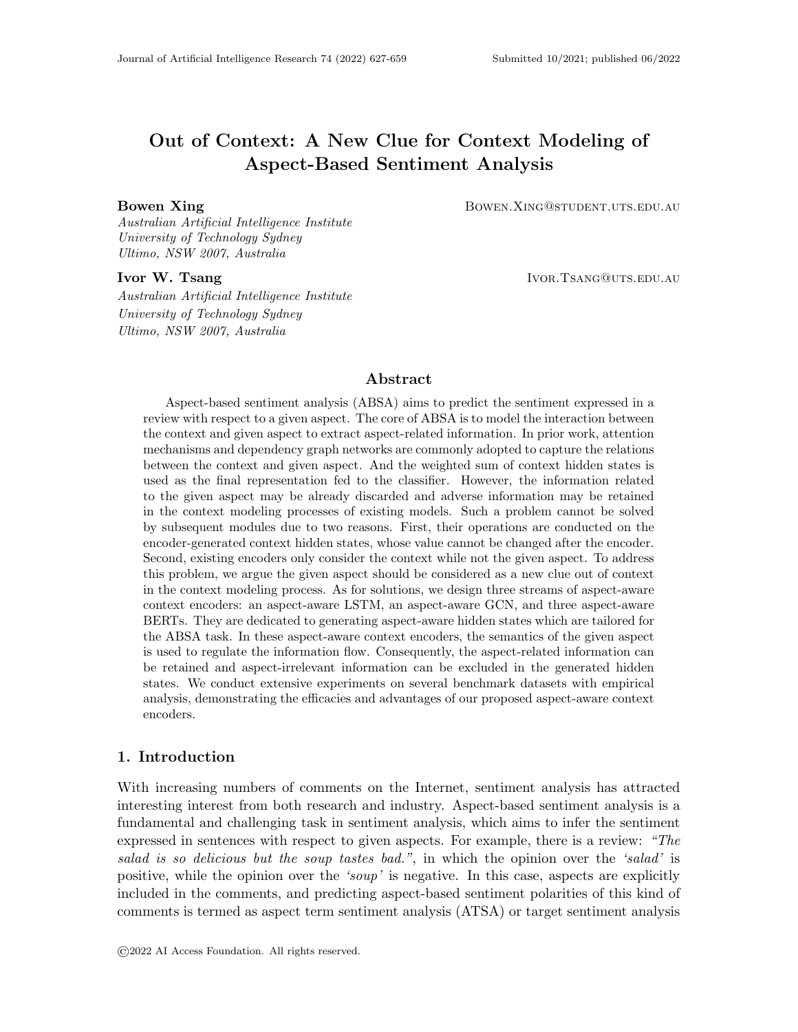# Out of Context: A New Clue for Context Modeling of Aspect-Based Sentiment Analysis

**Bowen Xing** BOWEN.XING@STUDENT.UTS.EDU.AU

*Australian Artificial Intelligence Institute*
*University of Technology Sydney*
*Ultimo, NSW 2007, Australia*

**Ivor W. Tsang** IVOR.TSANG@UTS.EDU.AU

*Australian Artificial Intelligence Institute*
*University of Technology Sydney*
*Ultimo, NSW 2007, Australia*

## Abstract

Aspect-based sentiment analysis (ABSA) aims to predict the sentiment expressed in a review with respect to a given aspect. The core of ABSA is to model the interaction between the context and given aspect to extract aspect-related information. In prior work, attention mechanisms and dependency graph networks are commonly adopted to capture the relations between the context and given aspect. And the weighted sum of context hidden states is used as the final representation fed to the classifier. However, the information related to the given aspect may be already discarded and adverse information may be retained in the context modeling processes of existing models. Such a problem cannot be solved by subsequent modules due to two reasons. First, their operations are conducted on the encoder-generated context hidden states, whose value cannot be changed after the encoder. Second, existing encoders only consider the context while not the given aspect. To address this problem, we argue the given aspect should be considered as a new clue out of context in the context modeling process. As for solutions, we design three streams of aspect-aware context encoders: an aspect-aware LSTM, an aspect-aware GCN, and three aspect-aware BERTs. They are dedicated to generating aspect-aware hidden states which are tailored for the ABSA task. In these aspect-aware context encoders, the semantics of the given aspect is used to regulate the information flow. Consequently, the aspect-related information can be retained and aspect-irrelevant information can be excluded in the generated hidden states. We conduct extensive experiments on several benchmark datasets with empirical analysis, demonstrating the efficacies and advantages of our proposed aspect-aware context encoders.

## 1. Introduction

With increasing numbers of comments on the Internet, sentiment analysis has attracted interesting interest from both research and industry. Aspect-based sentiment analysis is a fundamental and challenging task in sentiment analysis, which aims to infer the sentiment expressed in sentences with respect to given aspects. For example, there is a review: *"The salad is so delicious but the soup tastes bad."*, in which the opinion over the *'salad'* is positive, while the opinion over the *'soup'* is negative. In this case, aspects are explicitly included in the comments, and predicting aspect-based sentiment polarities of this kind of comments is termed as aspect term sentiment analysis (ATSA) or target sentiment analysis

©2022 AI Access Foundation. All rights reserved.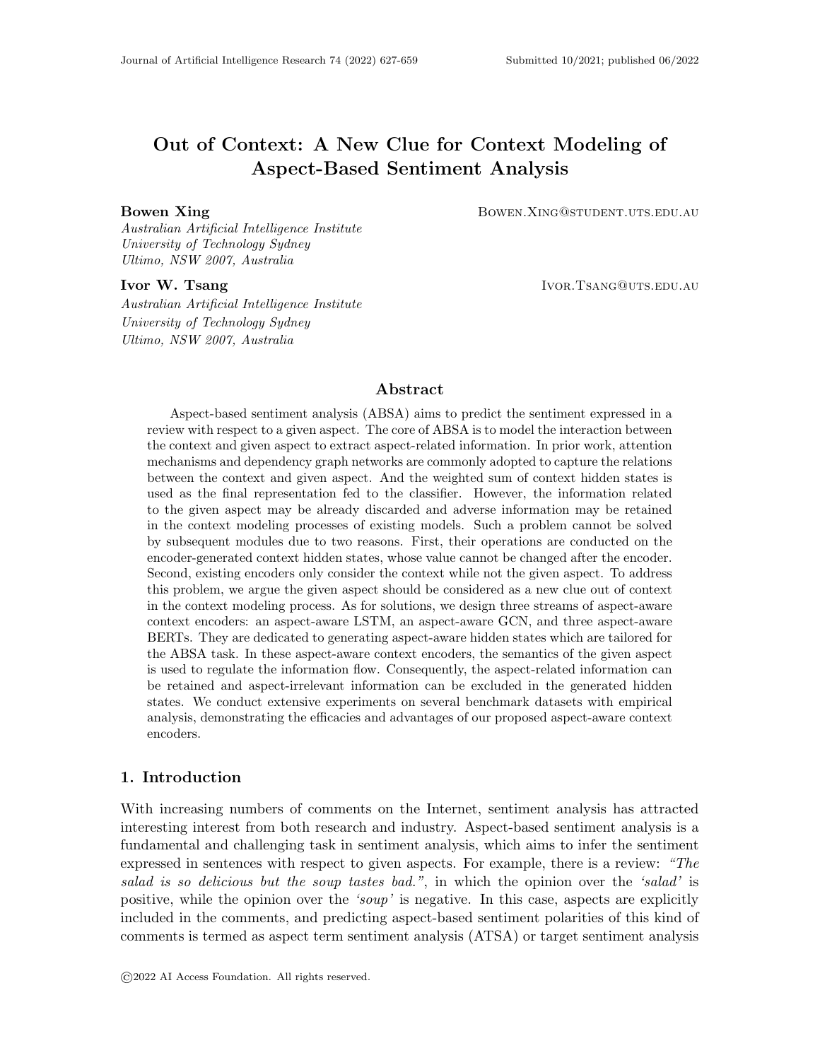# Out of Context: A New Clue for Context Modeling of Aspect-Based Sentiment Analysis

**Bowen Xing** BOWEN.XING@STUDENT.UTS.EDU.AU
*Australian Artificial Intelligence Institute*
*University of Technology Sydney*
*Ultimo, NSW 2007, Australia*

**Ivor W. Tsang** IVOR.TSANG@UTS.EDU.AU
*Australian Artificial Intelligence Institute*
*University of Technology Sydney*
*Ultimo, NSW 2007, Australia*

## Abstract

Aspect-based sentiment analysis (ABSA) aims to predict the sentiment expressed in a review with respect to a given aspect. The core of ABSA is to model the interaction between the context and given aspect to extract aspect-related information. In prior work, attention mechanisms and dependency graph networks are commonly adopted to capture the relations between the context and given aspect. And the weighted sum of context hidden states is used as the final representation fed to the classifier. However, the information related to the given aspect may be already discarded and adverse information may be retained in the context modeling processes of existing models. Such a problem cannot be solved by subsequent modules due to two reasons. First, their operations are conducted on the encoder-generated context hidden states, whose value cannot be changed after the encoder. Second, existing encoders only consider the context while not the given aspect. To address this problem, we argue the given aspect should be considered as a new clue out of context in the context modeling process. As for solutions, we design three streams of aspect-aware context encoders: an aspect-aware LSTM, an aspect-aware GCN, and three aspect-aware BERTs. They are dedicated to generating aspect-aware hidden states which are tailored for the ABSA task. In these aspect-aware context encoders, the semantics of the given aspect is used to regulate the information flow. Consequently, the aspect-related information can be retained and aspect-irrelevant information can be excluded in the generated hidden states. We conduct extensive experiments on several benchmark datasets with empirical analysis, demonstrating the efficacies and advantages of our proposed aspect-aware context encoders.

## 1. Introduction

With increasing numbers of comments on the Internet, sentiment analysis has attracted interesting interest from both research and industry. Aspect-based sentiment analysis is a fundamental and challenging task in sentiment analysis, which aims to infer the sentiment expressed in sentences with respect to given aspects. For example, there is a review: *"The salad is so delicious but the soup tastes bad."*, in which the opinion over the *'salad'* is positive, while the opinion over the *'soup'* is negative. In this case, aspects are explicitly included in the comments, and predicting aspect-based sentiment polarities of this kind of comments is termed as aspect term sentiment analysis (ATSA) or target sentiment analysis

©2022 AI Access Foundation. All rights reserved.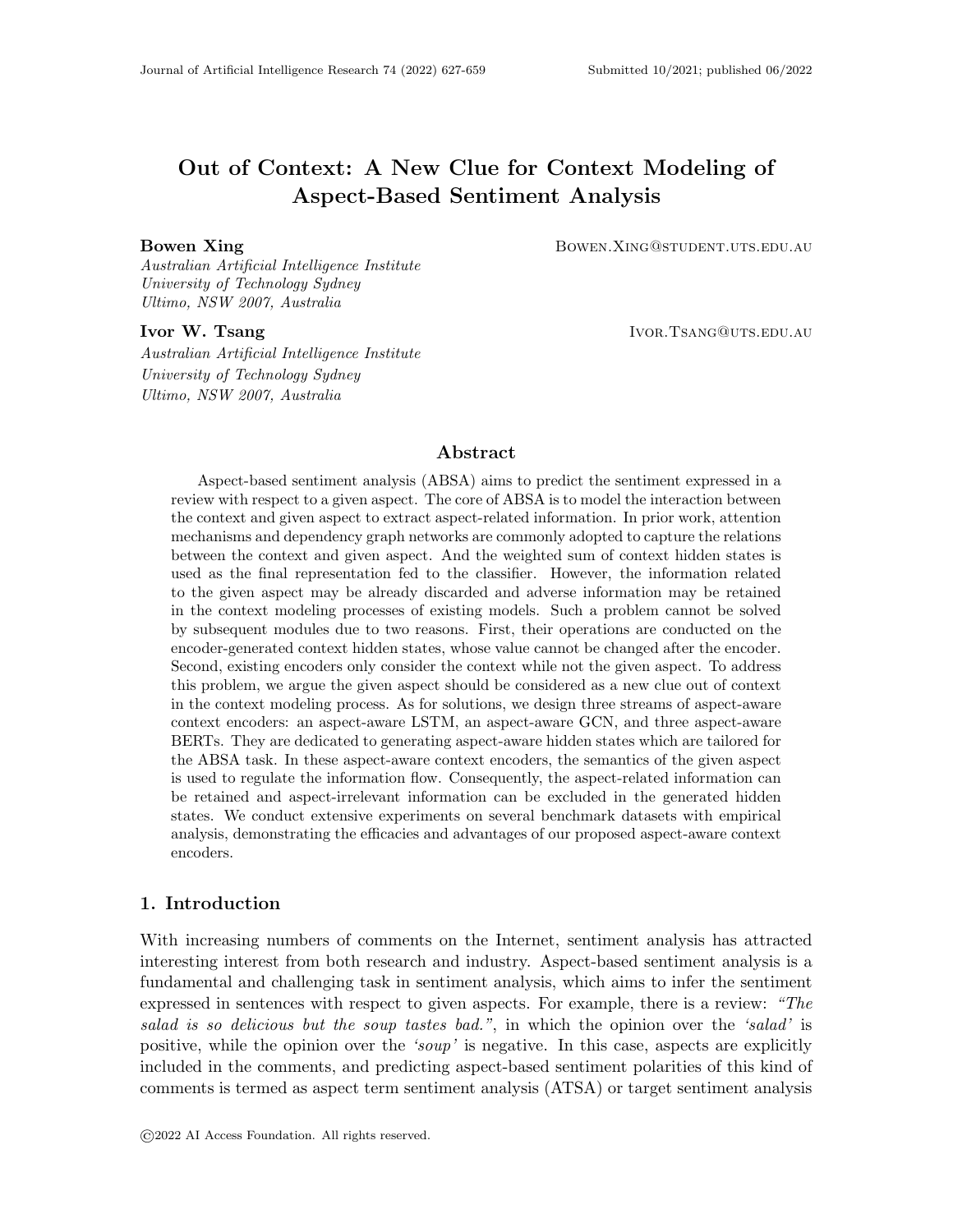# Out of Context: A New Clue for Context Modeling of Aspect-Based Sentiment Analysis

**Bowen Xing** BOWEN.XING@STUDENT.UTS.EDU.AU  
*Australian Artificial Intelligence Institute*  
*University of Technology Sydney*  
*Ultimo, NSW 2007, Australia*

**Ivor W. Tsang** IVOR.TSANG@UTS.EDU.AU  
*Australian Artificial Intelligence Institute*  
*University of Technology Sydney*  
*Ultimo, NSW 2007, Australia*

## Abstract

Aspect-based sentiment analysis (ABSA) aims to predict the sentiment expressed in a review with respect to a given aspect. The core of ABSA is to model the interaction between the context and given aspect to extract aspect-related information. In prior work, attention mechanisms and dependency graph networks are commonly adopted to capture the relations between the context and given aspect. And the weighted sum of context hidden states is used as the final representation fed to the classifier. However, the information related to the given aspect may be already discarded and adverse information may be retained in the context modeling processes of existing models. Such a problem cannot be solved by subsequent modules due to two reasons. First, their operations are conducted on the encoder-generated context hidden states, whose value cannot be changed after the encoder. Second, existing encoders only consider the context while not the given aspect. To address this problem, we argue the given aspect should be considered as a new clue out of context in the context modeling process. As for solutions, we design three streams of aspect-aware context encoders: an aspect-aware LSTM, an aspect-aware GCN, and three aspect-aware BERTs. They are dedicated to generating aspect-aware hidden states which are tailored for the ABSA task. In these aspect-aware context encoders, the semantics of the given aspect is used to regulate the information flow. Consequently, the aspect-related information can be retained and aspect-irrelevant information can be excluded in the generated hidden states. We conduct extensive experiments on several benchmark datasets with empirical analysis, demonstrating the efficacies and advantages of our proposed aspect-aware context encoders.

## 1. Introduction

With increasing numbers of comments on the Internet, sentiment analysis has attracted interesting interest from both research and industry. Aspect-based sentiment analysis is a fundamental and challenging task in sentiment analysis, which aims to infer the sentiment expressed in sentences with respect to given aspects. For example, there is a review: *"The salad is so delicious but the soup tastes bad."*, in which the opinion over the *'salad'* is positive, while the opinion over the *'soup'* is negative. In this case, aspects are explicitly included in the comments, and predicting aspect-based sentiment polarities of this kind of comments is termed as aspect term sentiment analysis (ATSA) or target sentiment analysis

©2022 AI Access Foundation. All rights reserved.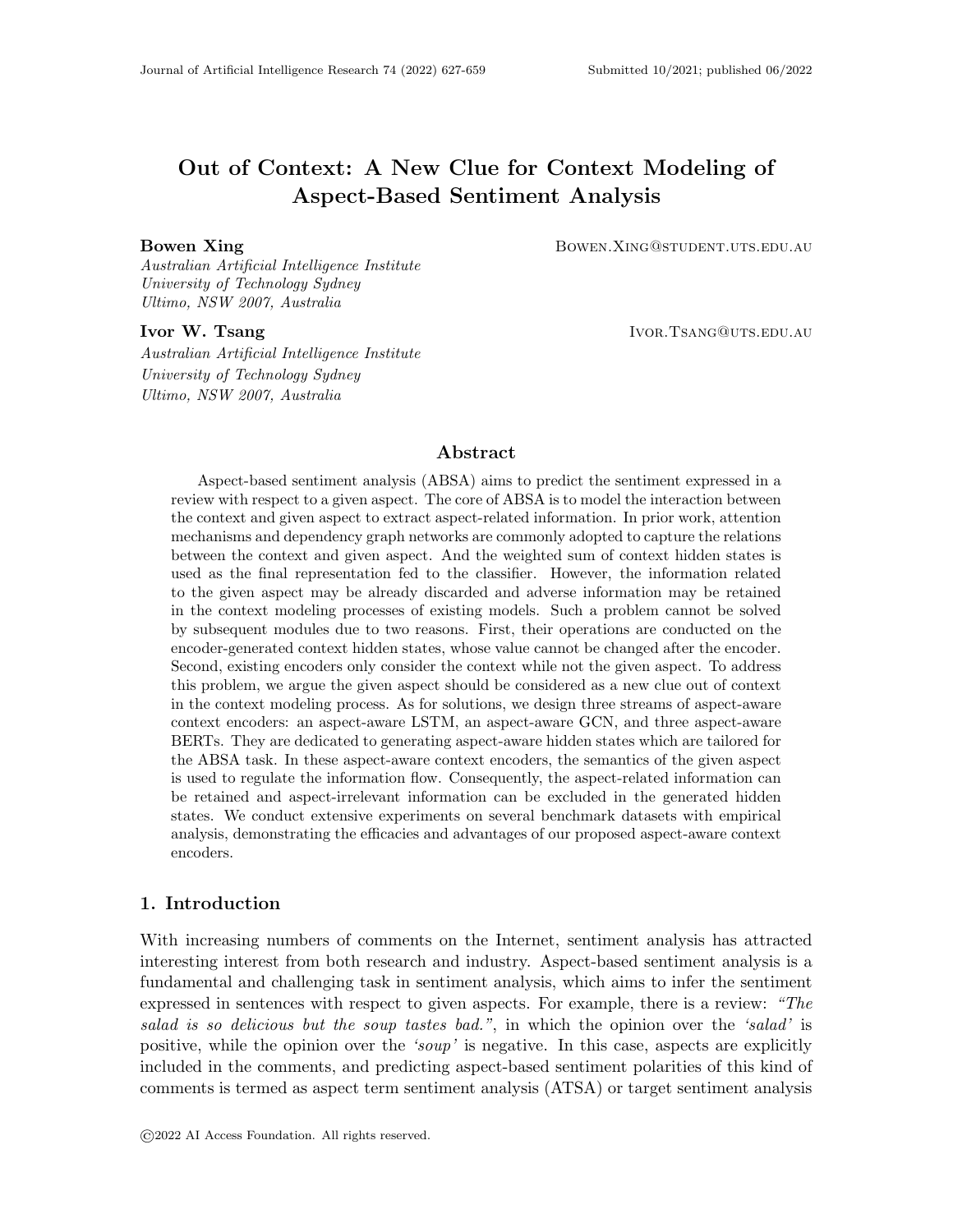# Out of Context: A New Clue for Context Modeling of Aspect-Based Sentiment Analysis

**Bowen Xing** BOWEN.XING@STUDENT.UTS.EDU.AU
*Australian Artificial Intelligence Institute*
*University of Technology Sydney*
*Ultimo, NSW 2007, Australia*

**Ivor W. Tsang** IVOR.TSANG@UTS.EDU.AU
*Australian Artificial Intelligence Institute*
*University of Technology Sydney*
*Ultimo, NSW 2007, Australia*

## Abstract

Aspect-based sentiment analysis (ABSA) aims to predict the sentiment expressed in a review with respect to a given aspect. The core of ABSA is to model the interaction between the context and given aspect to extract aspect-related information. In prior work, attention mechanisms and dependency graph networks are commonly adopted to capture the relations between the context and given aspect. And the weighted sum of context hidden states is used as the final representation fed to the classifier. However, the information related to the given aspect may be already discarded and adverse information may be retained in the context modeling processes of existing models. Such a problem cannot be solved by subsequent modules due to two reasons. First, their operations are conducted on the encoder-generated context hidden states, whose value cannot be changed after the encoder. Second, existing encoders only consider the context while not the given aspect. To address this problem, we argue the given aspect should be considered as a new clue out of context in the context modeling process. As for solutions, we design three streams of aspect-aware context encoders: an aspect-aware LSTM, an aspect-aware GCN, and three aspect-aware BERTs. They are dedicated to generating aspect-aware hidden states which are tailored for the ABSA task. In these aspect-aware context encoders, the semantics of the given aspect is used to regulate the information flow. Consequently, the aspect-related information can be retained and aspect-irrelevant information can be excluded in the generated hidden states. We conduct extensive experiments on several benchmark datasets with empirical analysis, demonstrating the efficacies and advantages of our proposed aspect-aware context encoders.

## 1. Introduction

With increasing numbers of comments on the Internet, sentiment analysis has attracted interesting interest from both research and industry. Aspect-based sentiment analysis is a fundamental and challenging task in sentiment analysis, which aims to infer the sentiment expressed in sentences with respect to given aspects. For example, there is a review: *"The salad is so delicious but the soup tastes bad."*, in which the opinion over the *'salad'* is positive, while the opinion over the *'soup'* is negative. In this case, aspects are explicitly included in the comments, and predicting aspect-based sentiment polarities of this kind of comments is termed as aspect term sentiment analysis (ATSA) or target sentiment analysis

©2022 AI Access Foundation. All rights reserved.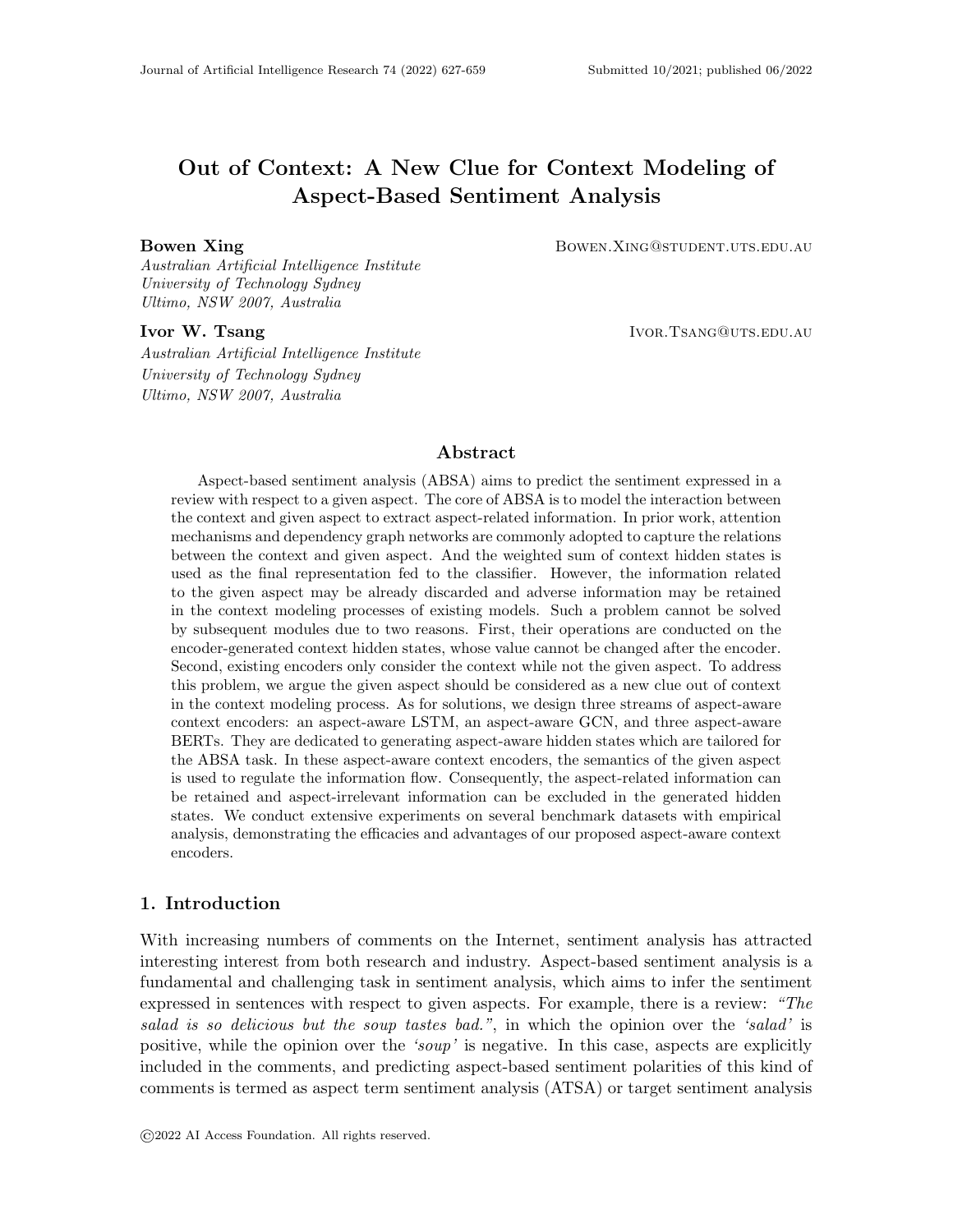# Out of Context: A New Clue for Context Modeling of Aspect-Based Sentiment Analysis

**Bowen Xing** BOWEN.XING@STUDENT.UTS.EDU.AU

*Australian Artificial Intelligence Institute*
*University of Technology Sydney*
*Ultimo, NSW 2007, Australia*

**Ivor W. Tsang** IVOR.TSANG@UTS.EDU.AU

*Australian Artificial Intelligence Institute*
*University of Technology Sydney*
*Ultimo, NSW 2007, Australia*

## Abstract

Aspect-based sentiment analysis (ABSA) aims to predict the sentiment expressed in a review with respect to a given aspect. The core of ABSA is to model the interaction between the context and given aspect to extract aspect-related information. In prior work, attention mechanisms and dependency graph networks are commonly adopted to capture the relations between the context and given aspect. And the weighted sum of context hidden states is used as the final representation fed to the classifier. However, the information related to the given aspect may be already discarded and adverse information may be retained in the context modeling processes of existing models. Such a problem cannot be solved by subsequent modules due to two reasons. First, their operations are conducted on the encoder-generated context hidden states, whose value cannot be changed after the encoder. Second, existing encoders only consider the context while not the given aspect. To address this problem, we argue the given aspect should be considered as a new clue out of context in the context modeling process. As for solutions, we design three streams of aspect-aware context encoders: an aspect-aware LSTM, an aspect-aware GCN, and three aspect-aware BERTs. They are dedicated to generating aspect-aware hidden states which are tailored for the ABSA task. In these aspect-aware context encoders, the semantics of the given aspect is used to regulate the information flow. Consequently, the aspect-related information can be retained and aspect-irrelevant information can be excluded in the generated hidden states. We conduct extensive experiments on several benchmark datasets with empirical analysis, demonstrating the efficacies and advantages of our proposed aspect-aware context encoders.

## 1. Introduction

With increasing numbers of comments on the Internet, sentiment analysis has attracted interesting interest from both research and industry. Aspect-based sentiment analysis is a fundamental and challenging task in sentiment analysis, which aims to infer the sentiment expressed in sentences with respect to given aspects. For example, there is a review: *"The salad is so delicious but the soup tastes bad."*, in which the opinion over the *'salad'* is positive, while the opinion over the *'soup'* is negative. In this case, aspects are explicitly included in the comments, and predicting aspect-based sentiment polarities of this kind of comments is termed as aspect term sentiment analysis (ATSA) or target sentiment analysis

©2022 AI Access Foundation. All rights reserved.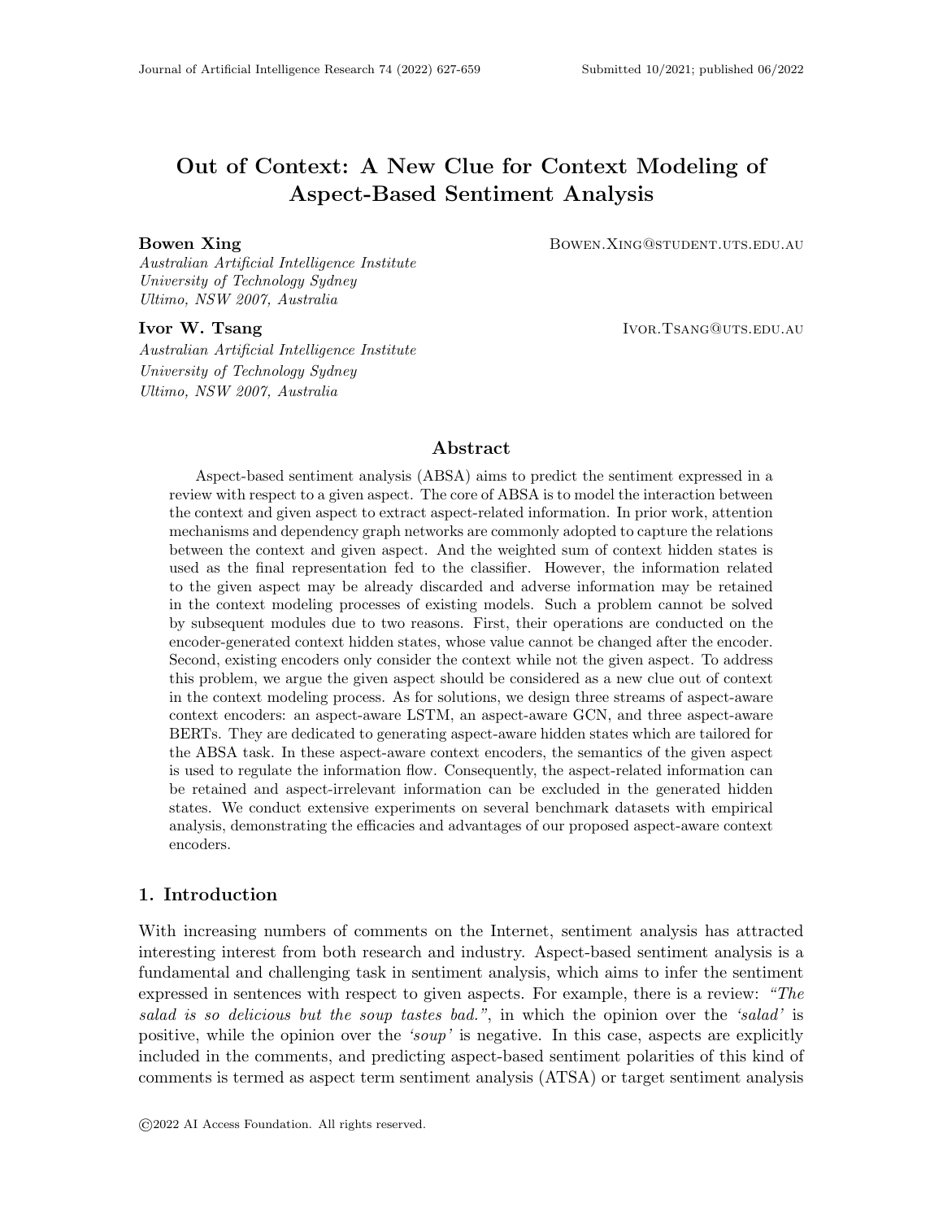# Out of Context: A New Clue for Context Modeling of Aspect-Based Sentiment Analysis

**Bowen Xing** BOWEN.XING@STUDENT.UTS.EDU.AU

*Australian Artificial Intelligence Institute*
*University of Technology Sydney*
*Ultimo, NSW 2007, Australia*

**Ivor W. Tsang** IVOR.TSANG@UTS.EDU.AU

*Australian Artificial Intelligence Institute*
*University of Technology Sydney*
*Ultimo, NSW 2007, Australia*

## Abstract

Aspect-based sentiment analysis (ABSA) aims to predict the sentiment expressed in a review with respect to a given aspect. The core of ABSA is to model the interaction between the context and given aspect to extract aspect-related information. In prior work, attention mechanisms and dependency graph networks are commonly adopted to capture the relations between the context and given aspect. And the weighted sum of context hidden states is used as the final representation fed to the classifier. However, the information related to the given aspect may be already discarded and adverse information may be retained in the context modeling processes of existing models. Such a problem cannot be solved by subsequent modules due to two reasons. First, their operations are conducted on the encoder-generated context hidden states, whose value cannot be changed after the encoder. Second, existing encoders only consider the context while not the given aspect. To address this problem, we argue the given aspect should be considered as a new clue out of context in the context modeling process. As for solutions, we design three streams of aspect-aware context encoders: an aspect-aware LSTM, an aspect-aware GCN, and three aspect-aware BERTs. They are dedicated to generating aspect-aware hidden states which are tailored for the ABSA task. In these aspect-aware context encoders, the semantics of the given aspect is used to regulate the information flow. Consequently, the aspect-related information can be retained and aspect-irrelevant information can be excluded in the generated hidden states. We conduct extensive experiments on several benchmark datasets with empirical analysis, demonstrating the efficacies and advantages of our proposed aspect-aware context encoders.

## 1. Introduction

With increasing numbers of comments on the Internet, sentiment analysis has attracted interesting interest from both research and industry. Aspect-based sentiment analysis is a fundamental and challenging task in sentiment analysis, which aims to infer the sentiment expressed in sentences with respect to given aspects. For example, there is a review: *"The salad is so delicious but the soup tastes bad."*, in which the opinion over the *'salad'* is positive, while the opinion over the *'soup'* is negative. In this case, aspects are explicitly included in the comments, and predicting aspect-based sentiment polarities of this kind of comments is termed as aspect term sentiment analysis (ATSA) or target sentiment analysis

©2022 AI Access Foundation. All rights reserved.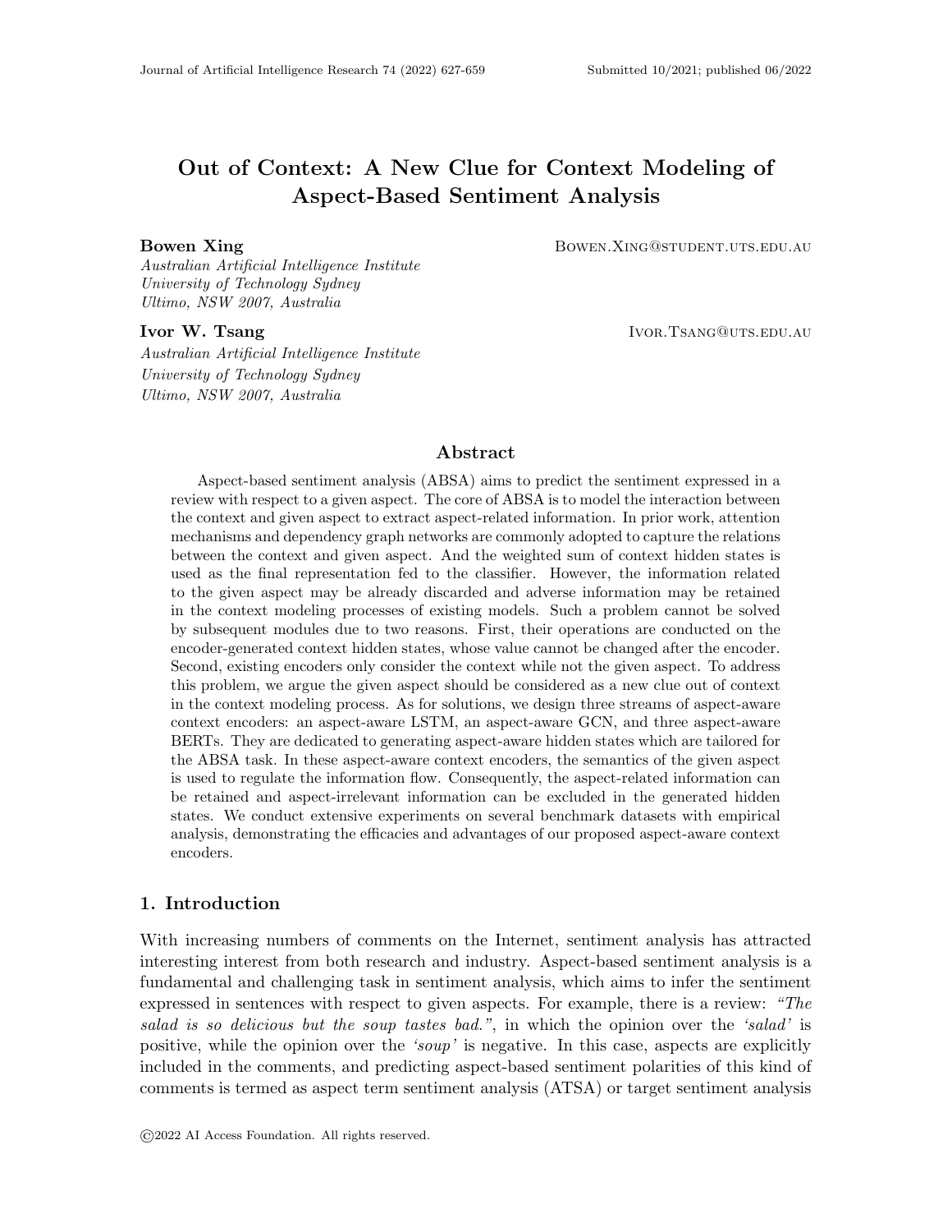# Out of Context: A New Clue for Context Modeling of Aspect-Based Sentiment Analysis

**Bowen Xing** BOWEN.XING@STUDENT.UTS.EDU.AU
*Australian Artificial Intelligence Institute*
*University of Technology Sydney*
*Ultimo, NSW 2007, Australia*

**Ivor W. Tsang** IVOR.TSANG@UTS.EDU.AU
*Australian Artificial Intelligence Institute*
*University of Technology Sydney*
*Ultimo, NSW 2007, Australia*

## Abstract

Aspect-based sentiment analysis (ABSA) aims to predict the sentiment expressed in a review with respect to a given aspect. The core of ABSA is to model the interaction between the context and given aspect to extract aspect-related information. In prior work, attention mechanisms and dependency graph networks are commonly adopted to capture the relations between the context and given aspect. And the weighted sum of context hidden states is used as the final representation fed to the classifier. However, the information related to the given aspect may be already discarded and adverse information may be retained in the context modeling processes of existing models. Such a problem cannot be solved by subsequent modules due to two reasons. First, their operations are conducted on the encoder-generated context hidden states, whose value cannot be changed after the encoder. Second, existing encoders only consider the context while not the given aspect. To address this problem, we argue the given aspect should be considered as a new clue out of context in the context modeling process. As for solutions, we design three streams of aspect-aware context encoders: an aspect-aware LSTM, an aspect-aware GCN, and three aspect-aware BERTs. They are dedicated to generating aspect-aware hidden states which are tailored for the ABSA task. In these aspect-aware context encoders, the semantics of the given aspect is used to regulate the information flow. Consequently, the aspect-related information can be retained and aspect-irrelevant information can be excluded in the generated hidden states. We conduct extensive experiments on several benchmark datasets with empirical analysis, demonstrating the efficacies and advantages of our proposed aspect-aware context encoders.

## 1. Introduction

With increasing numbers of comments on the Internet, sentiment analysis has attracted interesting interest from both research and industry. Aspect-based sentiment analysis is a fundamental and challenging task in sentiment analysis, which aims to infer the sentiment expressed in sentences with respect to given aspects. For example, there is a review: *"The salad is so delicious but the soup tastes bad."*, in which the opinion over the *'salad'* is positive, while the opinion over the *'soup'* is negative. In this case, aspects are explicitly included in the comments, and predicting aspect-based sentiment polarities of this kind of comments is termed as aspect term sentiment analysis (ATSA) or target sentiment analysis

©2022 AI Access Foundation. All rights reserved.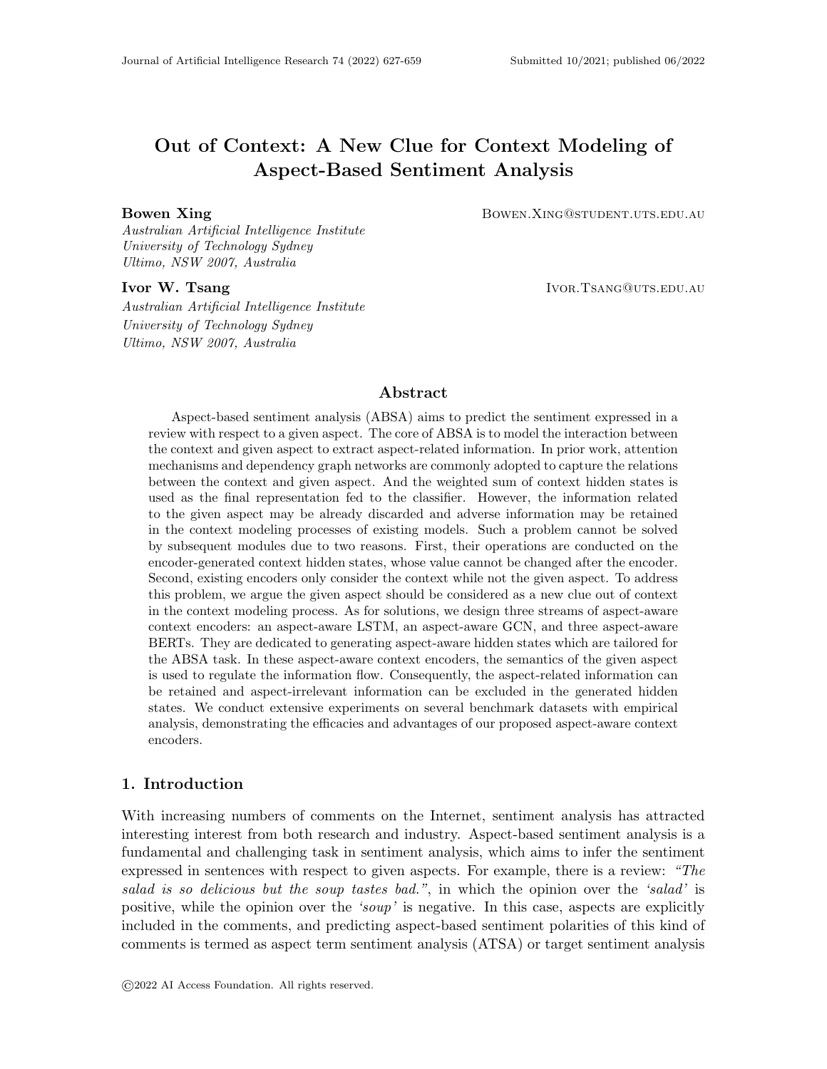# Out of Context: A New Clue for Context Modeling of Aspect-Based Sentiment Analysis

**Bowen Xing** BOWEN.XING@STUDENT.UTS.EDU.AU
*Australian Artificial Intelligence Institute*
*University of Technology Sydney*
*Ultimo, NSW 2007, Australia*

**Ivor W. Tsang** IVOR.TSANG@UTS.EDU.AU
*Australian Artificial Intelligence Institute*
*University of Technology Sydney*
*Ultimo, NSW 2007, Australia*

## Abstract

Aspect-based sentiment analysis (ABSA) aims to predict the sentiment expressed in a review with respect to a given aspect. The core of ABSA is to model the interaction between the context and given aspect to extract aspect-related information. In prior work, attention mechanisms and dependency graph networks are commonly adopted to capture the relations between the context and given aspect. And the weighted sum of context hidden states is used as the final representation fed to the classifier. However, the information related to the given aspect may be already discarded and adverse information may be retained in the context modeling processes of existing models. Such a problem cannot be solved by subsequent modules due to two reasons. First, their operations are conducted on the encoder-generated context hidden states, whose value cannot be changed after the encoder. Second, existing encoders only consider the context while not the given aspect. To address this problem, we argue the given aspect should be considered as a new clue out of context in the context modeling process. As for solutions, we design three streams of aspect-aware context encoders: an aspect-aware LSTM, an aspect-aware GCN, and three aspect-aware BERTs. They are dedicated to generating aspect-aware hidden states which are tailored for the ABSA task. In these aspect-aware context encoders, the semantics of the given aspect is used to regulate the information flow. Consequently, the aspect-related information can be retained and aspect-irrelevant information can be excluded in the generated hidden states. We conduct extensive experiments on several benchmark datasets with empirical analysis, demonstrating the efficacies and advantages of our proposed aspect-aware context encoders.

## 1. Introduction

With increasing numbers of comments on the Internet, sentiment analysis has attracted interesting interest from both research and industry. Aspect-based sentiment analysis is a fundamental and challenging task in sentiment analysis, which aims to infer the sentiment expressed in sentences with respect to given aspects. For example, there is a review: *"The salad is so delicious but the soup tastes bad."*, in which the opinion over the *'salad'* is positive, while the opinion over the *'soup'* is negative. In this case, aspects are explicitly included in the comments, and predicting aspect-based sentiment polarities of this kind of comments is termed as aspect term sentiment analysis (ATSA) or target sentiment analysis

©2022 AI Access Foundation. All rights reserved.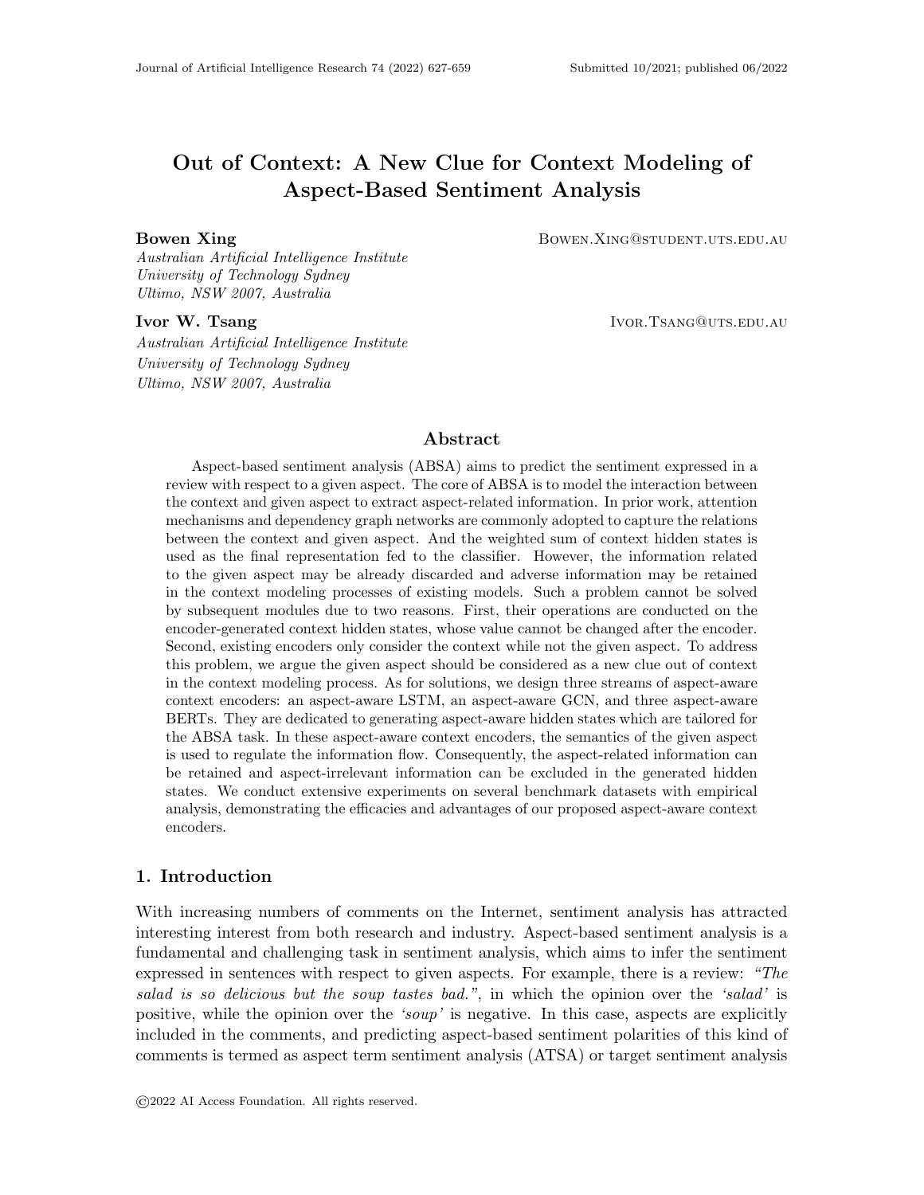# Out of Context: A New Clue for Context Modeling of Aspect-Based Sentiment Analysis

**Bowen Xing** BOWEN.XING@STUDENT.UTS.EDU.AU

*Australian Artificial Intelligence Institute*
*University of Technology Sydney*
*Ultimo, NSW 2007, Australia*

**Ivor W. Tsang** IVOR.TSANG@UTS.EDU.AU

*Australian Artificial Intelligence Institute*
*University of Technology Sydney*
*Ultimo, NSW 2007, Australia*

## Abstract

Aspect-based sentiment analysis (ABSA) aims to predict the sentiment expressed in a review with respect to a given aspect. The core of ABSA is to model the interaction between the context and given aspect to extract aspect-related information. In prior work, attention mechanisms and dependency graph networks are commonly adopted to capture the relations between the context and given aspect. And the weighted sum of context hidden states is used as the final representation fed to the classifier. However, the information related to the given aspect may be already discarded and adverse information may be retained in the context modeling processes of existing models. Such a problem cannot be solved by subsequent modules due to two reasons. First, their operations are conducted on the encoder-generated context hidden states, whose value cannot be changed after the encoder. Second, existing encoders only consider the context while not the given aspect. To address this problem, we argue the given aspect should be considered as a new clue out of context in the context modeling process. As for solutions, we design three streams of aspect-aware context encoders: an aspect-aware LSTM, an aspect-aware GCN, and three aspect-aware BERTs. They are dedicated to generating aspect-aware hidden states which are tailored for the ABSA task. In these aspect-aware context encoders, the semantics of the given aspect is used to regulate the information flow. Consequently, the aspect-related information can be retained and aspect-irrelevant information can be excluded in the generated hidden states. We conduct extensive experiments on several benchmark datasets with empirical analysis, demonstrating the efficacies and advantages of our proposed aspect-aware context encoders.

## 1. Introduction

With increasing numbers of comments on the Internet, sentiment analysis has attracted interesting interest from both research and industry. Aspect-based sentiment analysis is a fundamental and challenging task in sentiment analysis, which aims to infer the sentiment expressed in sentences with respect to given aspects. For example, there is a review: *"The salad is so delicious but the soup tastes bad."*, in which the opinion over the *'salad'* is positive, while the opinion over the *'soup'* is negative. In this case, aspects are explicitly included in the comments, and predicting aspect-based sentiment polarities of this kind of comments is termed as aspect term sentiment analysis (ATSA) or target sentiment analysis

©2022 AI Access Foundation. All rights reserved.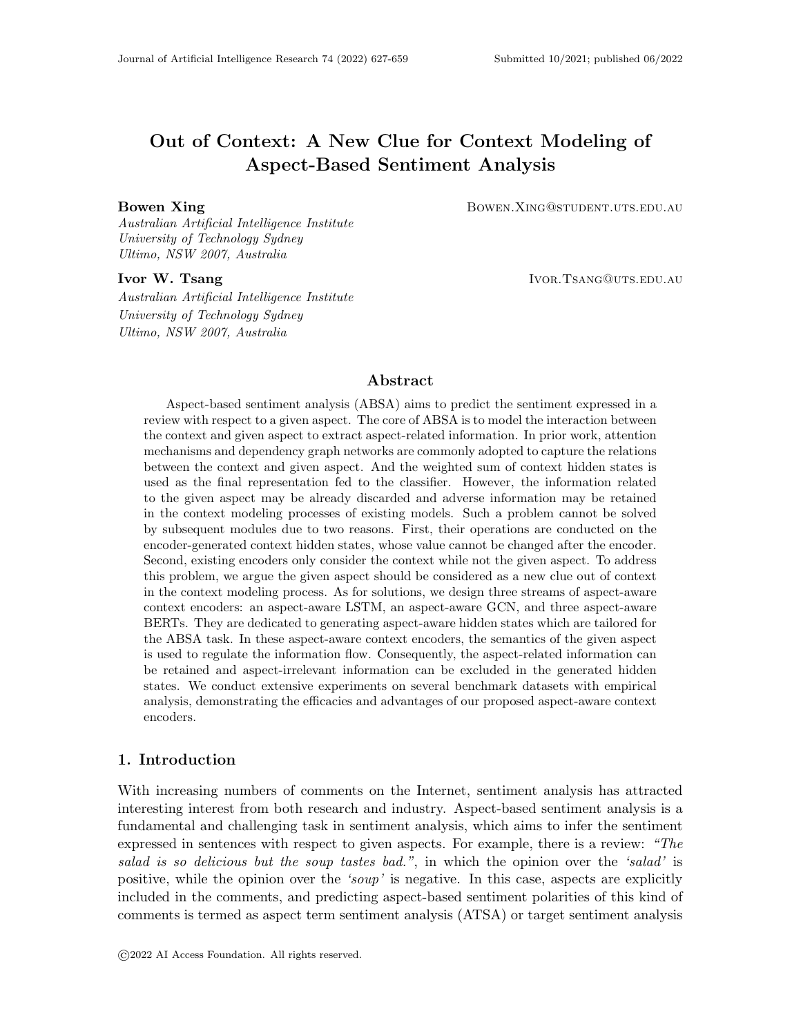# Out of Context: A New Clue for Context Modeling of Aspect-Based Sentiment Analysis

**Bowen Xing** BOWEN.XING@STUDENT.UTS.EDU.AU

*Australian Artificial Intelligence Institute*
*University of Technology Sydney*
*Ultimo, NSW 2007, Australia*

**Ivor W. Tsang** IVOR.TSANG@UTS.EDU.AU

*Australian Artificial Intelligence Institute*
*University of Technology Sydney*
*Ultimo, NSW 2007, Australia*

## Abstract

Aspect-based sentiment analysis (ABSA) aims to predict the sentiment expressed in a review with respect to a given aspect. The core of ABSA is to model the interaction between the context and given aspect to extract aspect-related information. In prior work, attention mechanisms and dependency graph networks are commonly adopted to capture the relations between the context and given aspect. And the weighted sum of context hidden states is used as the final representation fed to the classifier. However, the information related to the given aspect may be already discarded and adverse information may be retained in the context modeling processes of existing models. Such a problem cannot be solved by subsequent modules due to two reasons. First, their operations are conducted on the encoder-generated context hidden states, whose value cannot be changed after the encoder. Second, existing encoders only consider the context while not the given aspect. To address this problem, we argue the given aspect should be considered as a new clue out of context in the context modeling process. As for solutions, we design three streams of aspect-aware context encoders: an aspect-aware LSTM, an aspect-aware GCN, and three aspect-aware BERTs. They are dedicated to generating aspect-aware hidden states which are tailored for the ABSA task. In these aspect-aware context encoders, the semantics of the given aspect is used to regulate the information flow. Consequently, the aspect-related information can be retained and aspect-irrelevant information can be excluded in the generated hidden states. We conduct extensive experiments on several benchmark datasets with empirical analysis, demonstrating the efficacies and advantages of our proposed aspect-aware context encoders.

## 1. Introduction

With increasing numbers of comments on the Internet, sentiment analysis has attracted interesting interest from both research and industry. Aspect-based sentiment analysis is a fundamental and challenging task in sentiment analysis, which aims to infer the sentiment expressed in sentences with respect to given aspects. For example, there is a review: *"The salad is so delicious but the soup tastes bad."*, in which the opinion over the *'salad'* is positive, while the opinion over the *'soup'* is negative. In this case, aspects are explicitly included in the comments, and predicting aspect-based sentiment polarities of this kind of comments is termed as aspect term sentiment analysis (ATSA) or target sentiment analysis

©2022 AI Access Foundation. All rights reserved.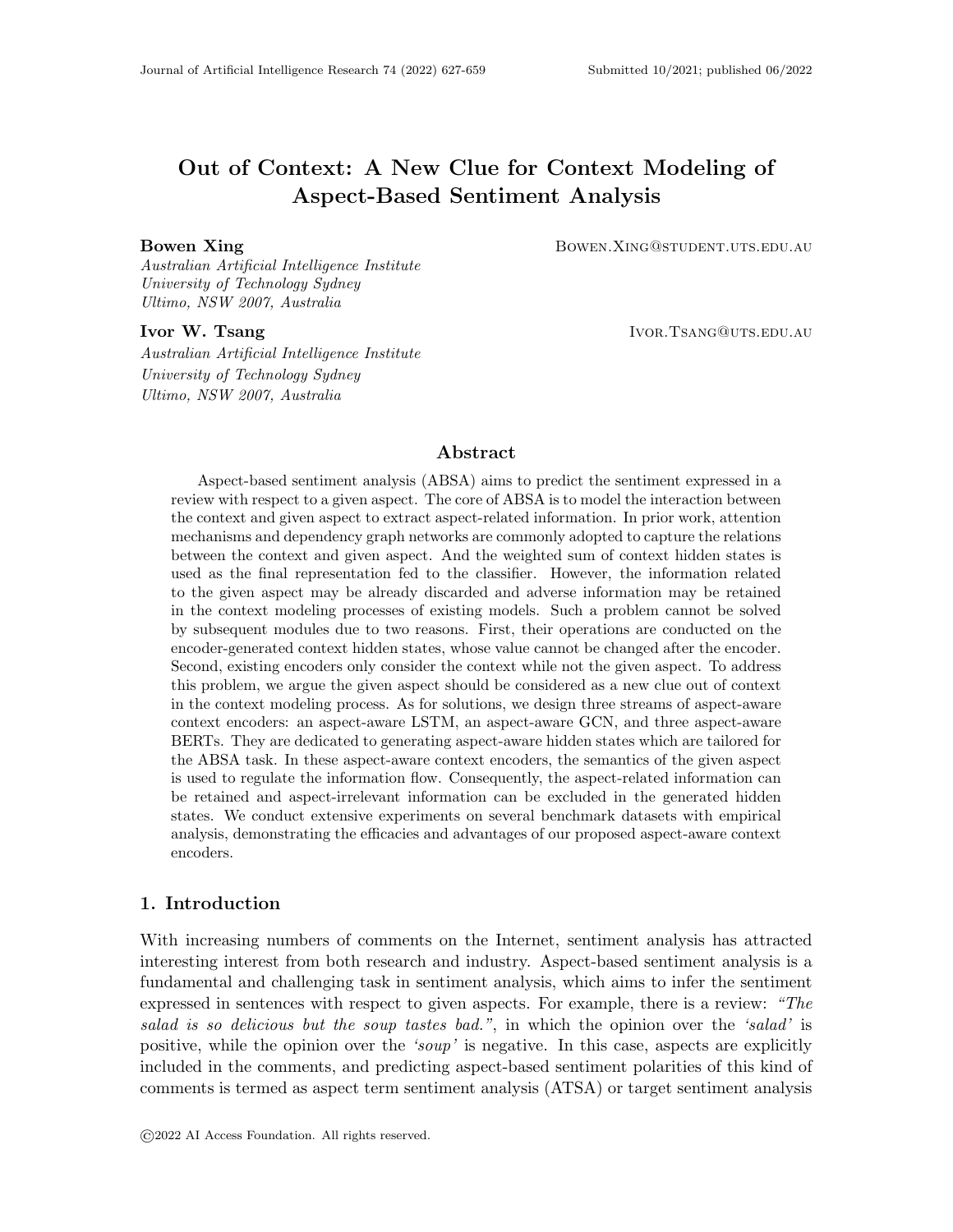# Out of Context: A New Clue for Context Modeling of Aspect-Based Sentiment Analysis

**Bowen Xing** BOWEN.XING@STUDENT.UTS.EDU.AU

*Australian Artificial Intelligence Institute*
*University of Technology Sydney*
*Ultimo, NSW 2007, Australia*

**Ivor W. Tsang** IVOR.TSANG@UTS.EDU.AU

*Australian Artificial Intelligence Institute*
*University of Technology Sydney*
*Ultimo, NSW 2007, Australia*

## Abstract

Aspect-based sentiment analysis (ABSA) aims to predict the sentiment expressed in a review with respect to a given aspect. The core of ABSA is to model the interaction between the context and given aspect to extract aspect-related information. In prior work, attention mechanisms and dependency graph networks are commonly adopted to capture the relations between the context and given aspect. And the weighted sum of context hidden states is used as the final representation fed to the classifier. However, the information related to the given aspect may be already discarded and adverse information may be retained in the context modeling processes of existing models. Such a problem cannot be solved by subsequent modules due to two reasons. First, their operations are conducted on the encoder-generated context hidden states, whose value cannot be changed after the encoder. Second, existing encoders only consider the context while not the given aspect. To address this problem, we argue the given aspect should be considered as a new clue out of context in the context modeling process. As for solutions, we design three streams of aspect-aware context encoders: an aspect-aware LSTM, an aspect-aware GCN, and three aspect-aware BERTs. They are dedicated to generating aspect-aware hidden states which are tailored for the ABSA task. In these aspect-aware context encoders, the semantics of the given aspect is used to regulate the information flow. Consequently, the aspect-related information can be retained and aspect-irrelevant information can be excluded in the generated hidden states. We conduct extensive experiments on several benchmark datasets with empirical analysis, demonstrating the efficacies and advantages of our proposed aspect-aware context encoders.

## 1. Introduction

With increasing numbers of comments on the Internet, sentiment analysis has attracted interesting interest from both research and industry. Aspect-based sentiment analysis is a fundamental and challenging task in sentiment analysis, which aims to infer the sentiment expressed in sentences with respect to given aspects. For example, there is a review: *"The salad is so delicious but the soup tastes bad."*, in which the opinion over the *'salad'* is positive, while the opinion over the *'soup'* is negative. In this case, aspects are explicitly included in the comments, and predicting aspect-based sentiment polarities of this kind of comments is termed as aspect term sentiment analysis (ATSA) or target sentiment analysis

©2022 AI Access Foundation. All rights reserved.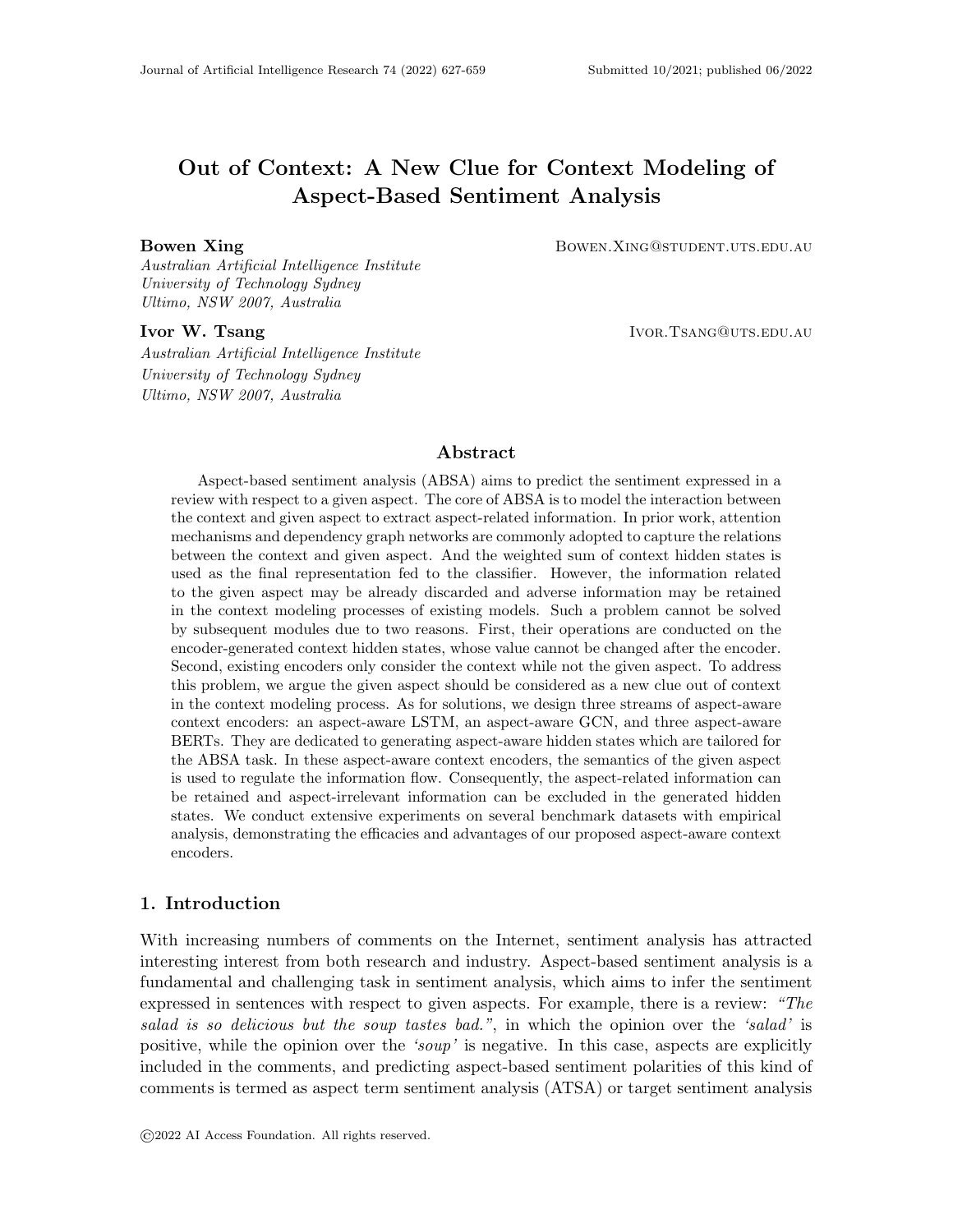# Out of Context: A New Clue for Context Modeling of Aspect-Based Sentiment Analysis

**Bowen Xing** BOWEN.XING@STUDENT.UTS.EDU.AU
*Australian Artificial Intelligence Institute*
*University of Technology Sydney*
*Ultimo, NSW 2007, Australia*

**Ivor W. Tsang** IVOR.TSANG@UTS.EDU.AU
*Australian Artificial Intelligence Institute*
*University of Technology Sydney*
*Ultimo, NSW 2007, Australia*

## Abstract

Aspect-based sentiment analysis (ABSA) aims to predict the sentiment expressed in a review with respect to a given aspect. The core of ABSA is to model the interaction between the context and given aspect to extract aspect-related information. In prior work, attention mechanisms and dependency graph networks are commonly adopted to capture the relations between the context and given aspect. And the weighted sum of context hidden states is used as the final representation fed to the classifier. However, the information related to the given aspect may be already discarded and adverse information may be retained in the context modeling processes of existing models. Such a problem cannot be solved by subsequent modules due to two reasons. First, their operations are conducted on the encoder-generated context hidden states, whose value cannot be changed after the encoder. Second, existing encoders only consider the context while not the given aspect. To address this problem, we argue the given aspect should be considered as a new clue out of context in the context modeling process. As for solutions, we design three streams of aspect-aware context encoders: an aspect-aware LSTM, an aspect-aware GCN, and three aspect-aware BERTs. They are dedicated to generating aspect-aware hidden states which are tailored for the ABSA task. In these aspect-aware context encoders, the semantics of the given aspect is used to regulate the information flow. Consequently, the aspect-related information can be retained and aspect-irrelevant information can be excluded in the generated hidden states. We conduct extensive experiments on several benchmark datasets with empirical analysis, demonstrating the efficacies and advantages of our proposed aspect-aware context encoders.

## 1. Introduction

With increasing numbers of comments on the Internet, sentiment analysis has attracted interesting interest from both research and industry. Aspect-based sentiment analysis is a fundamental and challenging task in sentiment analysis, which aims to infer the sentiment expressed in sentences with respect to given aspects. For example, there is a review: *"The salad is so delicious but the soup tastes bad."*, in which the opinion over the *'salad'* is positive, while the opinion over the *'soup'* is negative. In this case, aspects are explicitly included in the comments, and predicting aspect-based sentiment polarities of this kind of comments is termed as aspect term sentiment analysis (ATSA) or target sentiment analysis

©2022 AI Access Foundation. All rights reserved.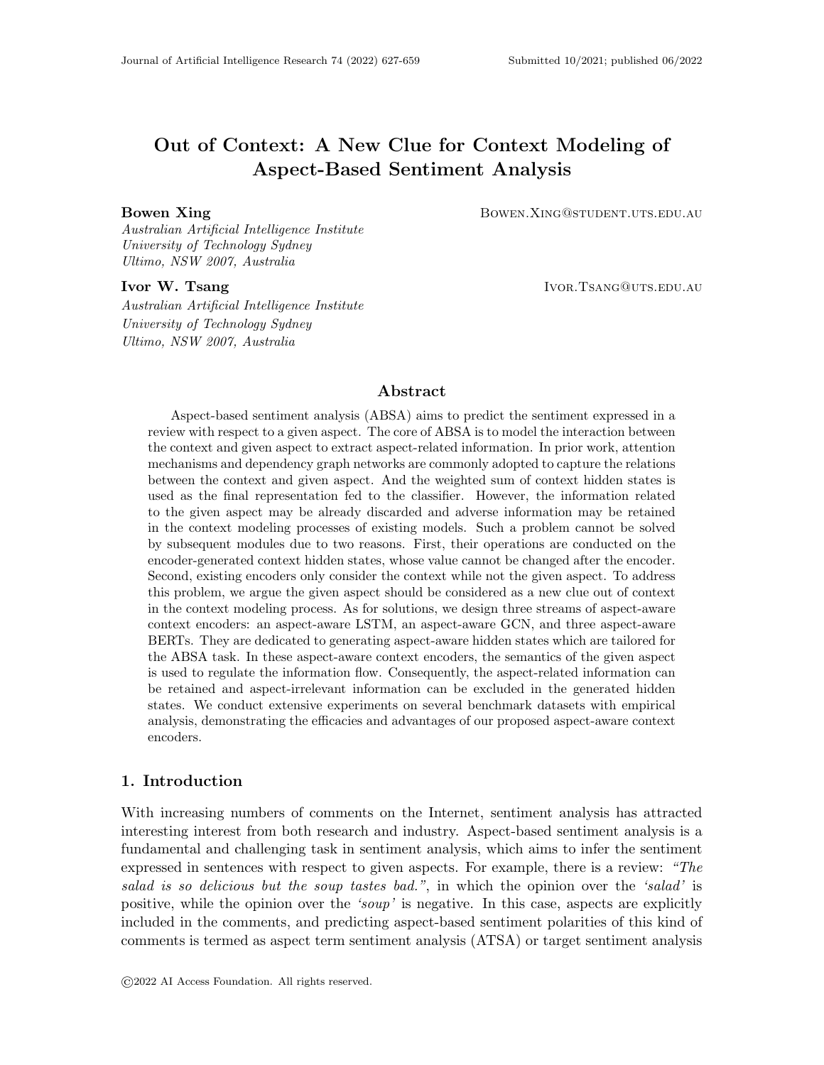# Out of Context: A New Clue for Context Modeling of Aspect-Based Sentiment Analysis

**Bowen Xing** BOWEN.XING@STUDENT.UTS.EDU.AU

*Australian Artificial Intelligence Institute*
*University of Technology Sydney*
*Ultimo, NSW 2007, Australia*

**Ivor W. Tsang** IVOR.TSANG@UTS.EDU.AU

*Australian Artificial Intelligence Institute*
*University of Technology Sydney*
*Ultimo, NSW 2007, Australia*

## Abstract

Aspect-based sentiment analysis (ABSA) aims to predict the sentiment expressed in a review with respect to a given aspect. The core of ABSA is to model the interaction between the context and given aspect to extract aspect-related information. In prior work, attention mechanisms and dependency graph networks are commonly adopted to capture the relations between the context and given aspect. And the weighted sum of context hidden states is used as the final representation fed to the classifier. However, the information related to the given aspect may be already discarded and adverse information may be retained in the context modeling processes of existing models. Such a problem cannot be solved by subsequent modules due to two reasons. First, their operations are conducted on the encoder-generated context hidden states, whose value cannot be changed after the encoder. Second, existing encoders only consider the context while not the given aspect. To address this problem, we argue the given aspect should be considered as a new clue out of context in the context modeling process. As for solutions, we design three streams of aspect-aware context encoders: an aspect-aware LSTM, an aspect-aware GCN, and three aspect-aware BERTs. They are dedicated to generating aspect-aware hidden states which are tailored for the ABSA task. In these aspect-aware context encoders, the semantics of the given aspect is used to regulate the information flow. Consequently, the aspect-related information can be retained and aspect-irrelevant information can be excluded in the generated hidden states. We conduct extensive experiments on several benchmark datasets with empirical analysis, demonstrating the efficacies and advantages of our proposed aspect-aware context encoders.

## 1. Introduction

With increasing numbers of comments on the Internet, sentiment analysis has attracted interesting interest from both research and industry. Aspect-based sentiment analysis is a fundamental and challenging task in sentiment analysis, which aims to infer the sentiment expressed in sentences with respect to given aspects. For example, there is a review: *"The salad is so delicious but the soup tastes bad."*, in which the opinion over the *'salad'* is positive, while the opinion over the *'soup'* is negative. In this case, aspects are explicitly included in the comments, and predicting aspect-based sentiment polarities of this kind of comments is termed as aspect term sentiment analysis (ATSA) or target sentiment analysis

©2022 AI Access Foundation. All rights reserved.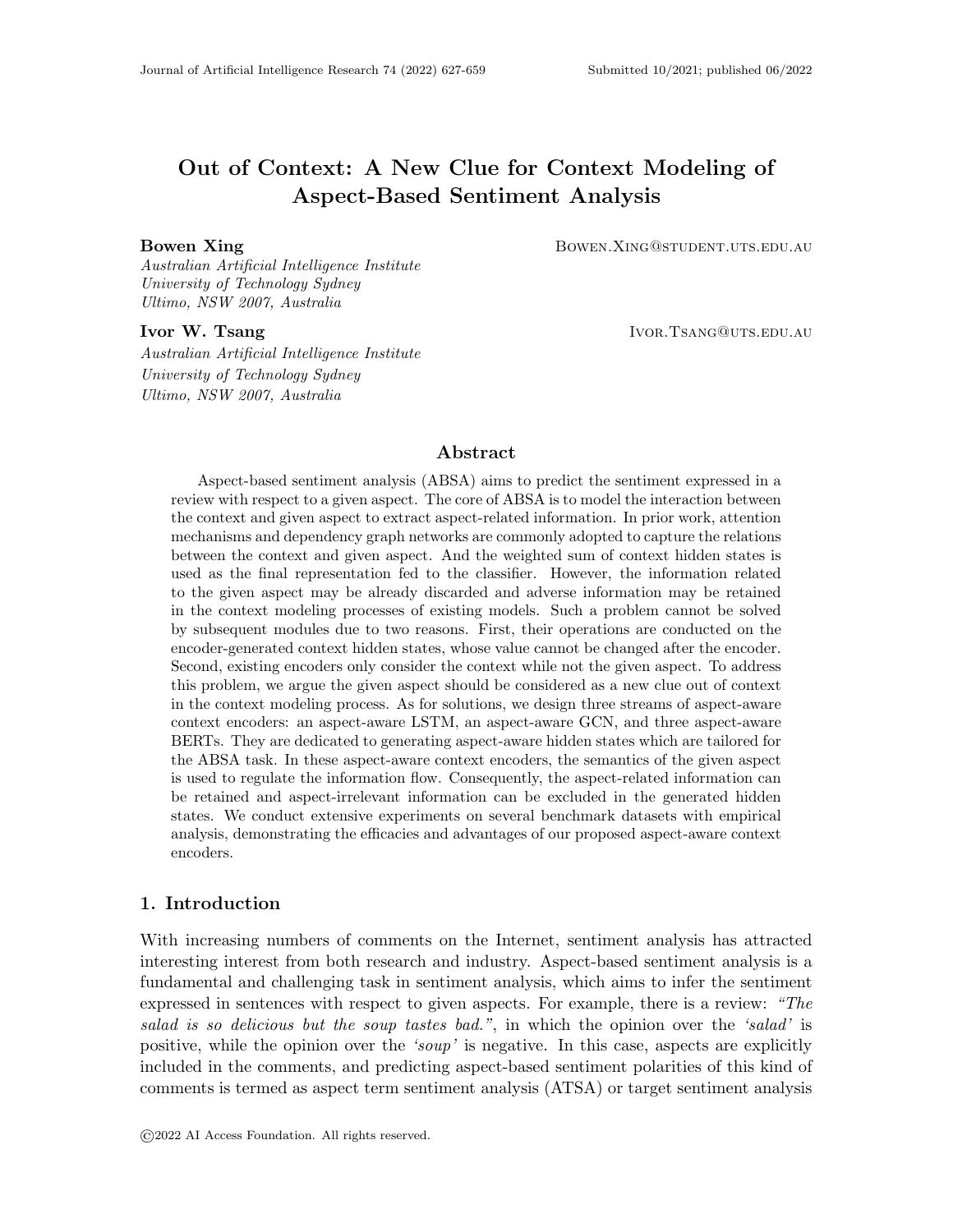# Out of Context: A New Clue for Context Modeling of Aspect-Based Sentiment Analysis

**Bowen Xing** BOWEN.XING@STUDENT.UTS.EDU.AU
*Australian Artificial Intelligence Institute*
*University of Technology Sydney*
*Ultimo, NSW 2007, Australia*

**Ivor W. Tsang** IVOR.TSANG@UTS.EDU.AU
*Australian Artificial Intelligence Institute*
*University of Technology Sydney*
*Ultimo, NSW 2007, Australia*

## Abstract

Aspect-based sentiment analysis (ABSA) aims to predict the sentiment expressed in a review with respect to a given aspect. The core of ABSA is to model the interaction between the context and given aspect to extract aspect-related information. In prior work, attention mechanisms and dependency graph networks are commonly adopted to capture the relations between the context and given aspect. And the weighted sum of context hidden states is used as the final representation fed to the classifier. However, the information related to the given aspect may be already discarded and adverse information may be retained in the context modeling processes of existing models. Such a problem cannot be solved by subsequent modules due to two reasons. First, their operations are conducted on the encoder-generated context hidden states, whose value cannot be changed after the encoder. Second, existing encoders only consider the context while not the given aspect. To address this problem, we argue the given aspect should be considered as a new clue out of context in the context modeling process. As for solutions, we design three streams of aspect-aware context encoders: an aspect-aware LSTM, an aspect-aware GCN, and three aspect-aware BERTs. They are dedicated to generating aspect-aware hidden states which are tailored for the ABSA task. In these aspect-aware context encoders, the semantics of the given aspect is used to regulate the information flow. Consequently, the aspect-related information can be retained and aspect-irrelevant information can be excluded in the generated hidden states. We conduct extensive experiments on several benchmark datasets with empirical analysis, demonstrating the efficacies and advantages of our proposed aspect-aware context encoders.

## 1. Introduction

With increasing numbers of comments on the Internet, sentiment analysis has attracted interesting interest from both research and industry. Aspect-based sentiment analysis is a fundamental and challenging task in sentiment analysis, which aims to infer the sentiment expressed in sentences with respect to given aspects. For example, there is a review: *"The salad is so delicious but the soup tastes bad."*, in which the opinion over the *'salad'* is positive, while the opinion over the *'soup'* is negative. In this case, aspects are explicitly included in the comments, and predicting aspect-based sentiment polarities of this kind of comments is termed as aspect term sentiment analysis (ATSA) or target sentiment analysis

©2022 AI Access Foundation. All rights reserved.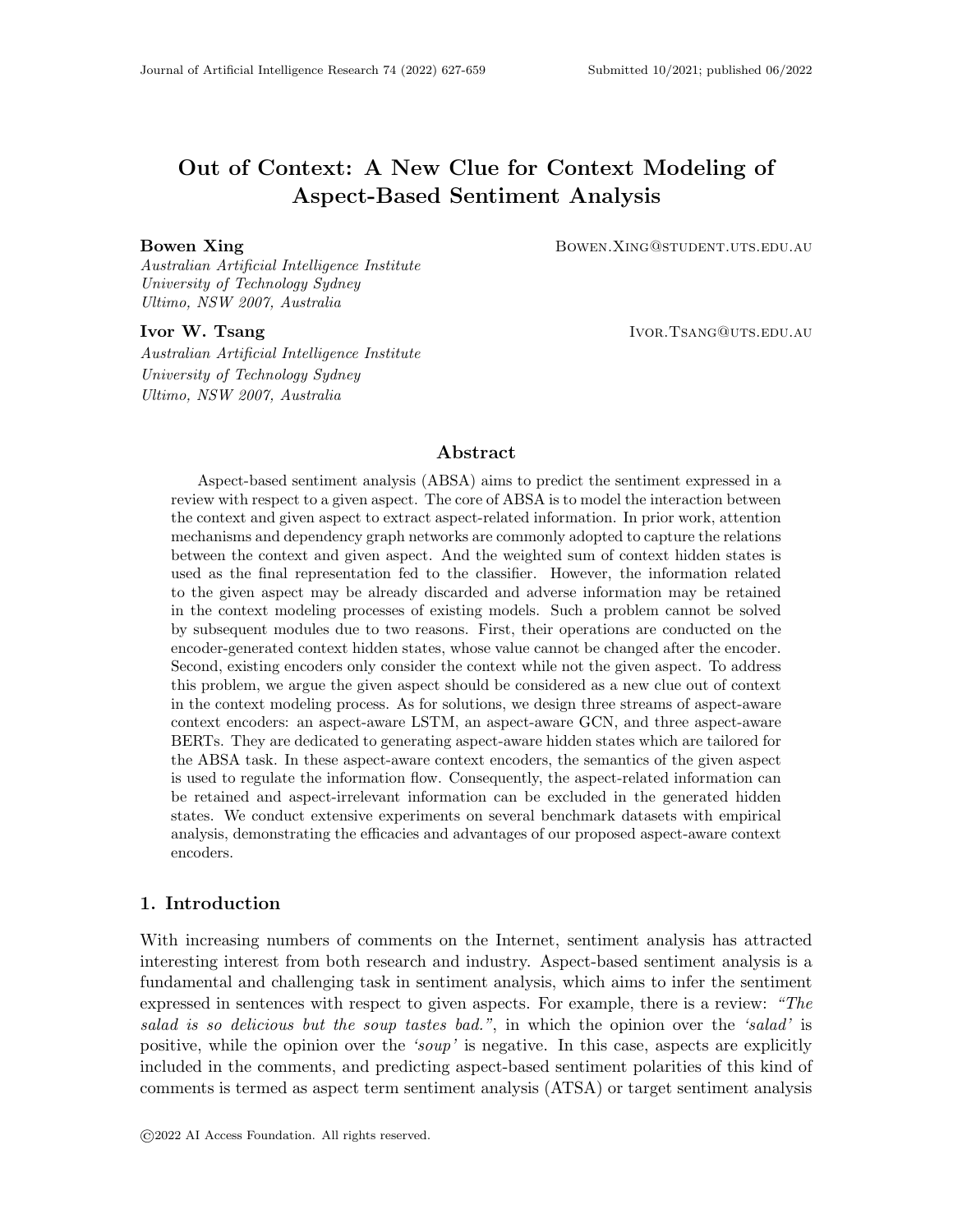# Out of Context: A New Clue for Context Modeling of Aspect-Based Sentiment Analysis

**Bowen Xing** Bowen.Xing@student.uts.edu.au  
*Australian Artificial Intelligence Institute*  
*University of Technology Sydney*  
*Ultimo, NSW 2007, Australia*

**Ivor W. Tsang** Ivor.Tsang@uts.edu.au  
*Australian Artificial Intelligence Institute*  
*University of Technology Sydney*  
*Ultimo, NSW 2007, Australia*

## Abstract

Aspect-based sentiment analysis (ABSA) aims to predict the sentiment expressed in a review with respect to a given aspect. The core of ABSA is to model the interaction between the context and given aspect to extract aspect-related information. In prior work, attention mechanisms and dependency graph networks are commonly adopted to capture the relations between the context and given aspect. And the weighted sum of context hidden states is used as the final representation fed to the classifier. However, the information related to the given aspect may be already discarded and adverse information may be retained in the context modeling processes of existing models. Such a problem cannot be solved by subsequent modules due to two reasons. First, their operations are conducted on the encoder-generated context hidden states, whose value cannot be changed after the encoder. Second, existing encoders only consider the context while not the given aspect. To address this problem, we argue the given aspect should be considered as a new clue out of context in the context modeling process. As for solutions, we design three streams of aspect-aware context encoders: an aspect-aware LSTM, an aspect-aware GCN, and three aspect-aware BERTs. They are dedicated to generating aspect-aware hidden states which are tailored for the ABSA task. In these aspect-aware context encoders, the semantics of the given aspect is used to regulate the information flow. Consequently, the aspect-related information can be retained and aspect-irrelevant information can be excluded in the generated hidden states. We conduct extensive experiments on several benchmark datasets with empirical analysis, demonstrating the efficacies and advantages of our proposed aspect-aware context encoders.

## 1. Introduction

With increasing numbers of comments on the Internet, sentiment analysis has attracted interesting interest from both research and industry. Aspect-based sentiment analysis is a fundamental and challenging task in sentiment analysis, which aims to infer the sentiment expressed in sentences with respect to given aspects. For example, there is a review: *"The salad is so delicious but the soup tastes bad."*, in which the opinion over the *'salad'* is positive, while the opinion over the *'soup'* is negative. In this case, aspects are explicitly included in the comments, and predicting aspect-based sentiment polarities of this kind of comments is termed as aspect term sentiment analysis (ATSA) or target sentiment analysis

©2022 AI Access Foundation. All rights reserved.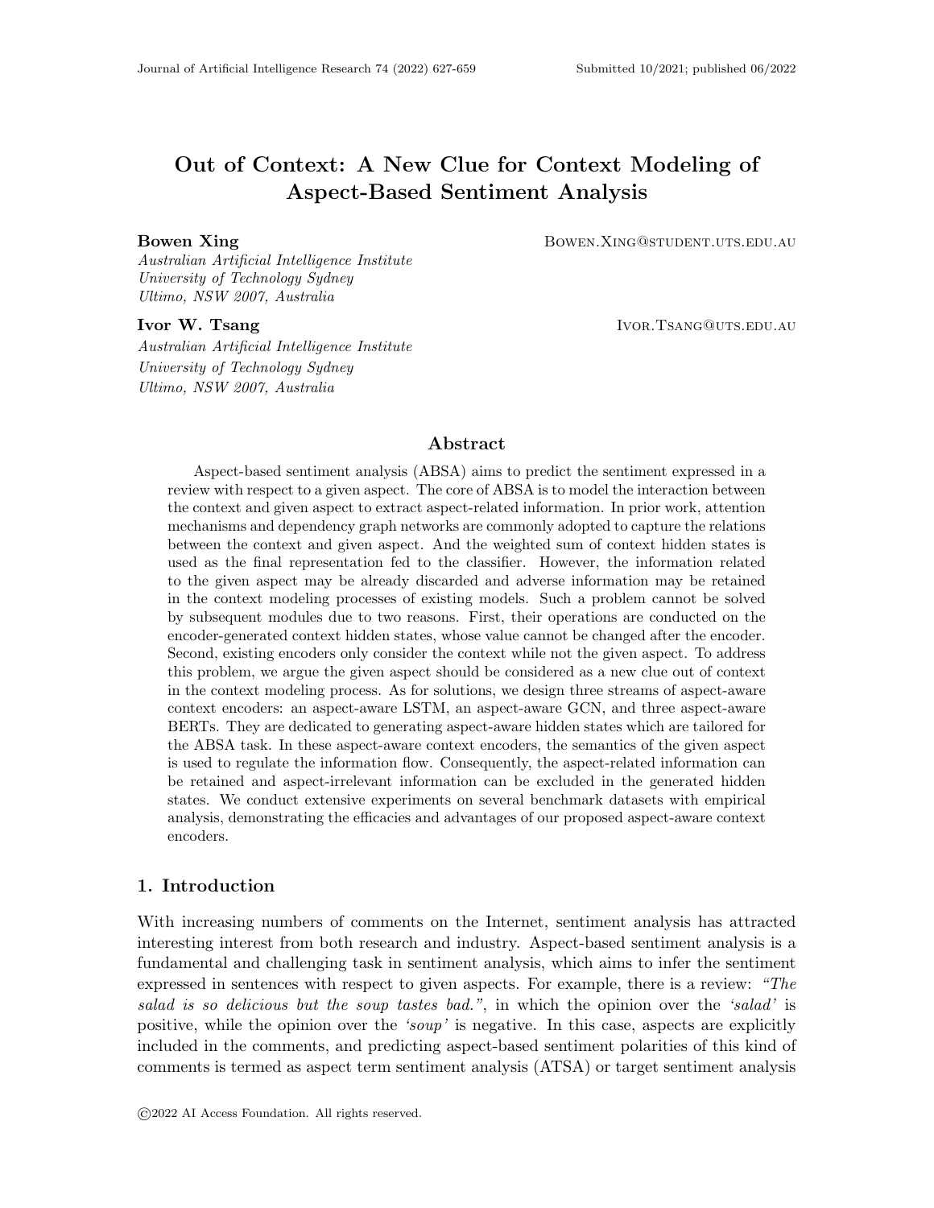# Out of Context: A New Clue for Context Modeling of Aspect-Based Sentiment Analysis

**Bowen Xing** BOWEN.XING@STUDENT.UTS.EDU.AU
*Australian Artificial Intelligence Institute*
*University of Technology Sydney*
*Ultimo, NSW 2007, Australia*

**Ivor W. Tsang** IVOR.TSANG@UTS.EDU.AU
*Australian Artificial Intelligence Institute*
*University of Technology Sydney*
*Ultimo, NSW 2007, Australia*

## Abstract

Aspect-based sentiment analysis (ABSA) aims to predict the sentiment expressed in a review with respect to a given aspect. The core of ABSA is to model the interaction between the context and given aspect to extract aspect-related information. In prior work, attention mechanisms and dependency graph networks are commonly adopted to capture the relations between the context and given aspect. And the weighted sum of context hidden states is used as the final representation fed to the classifier. However, the information related to the given aspect may be already discarded and adverse information may be retained in the context modeling processes of existing models. Such a problem cannot be solved by subsequent modules due to two reasons. First, their operations are conducted on the encoder-generated context hidden states, whose value cannot be changed after the encoder. Second, existing encoders only consider the context while not the given aspect. To address this problem, we argue the given aspect should be considered as a new clue out of context in the context modeling process. As for solutions, we design three streams of aspect-aware context encoders: an aspect-aware LSTM, an aspect-aware GCN, and three aspect-aware BERTs. They are dedicated to generating aspect-aware hidden states which are tailored for the ABSA task. In these aspect-aware context encoders, the semantics of the given aspect is used to regulate the information flow. Consequently, the aspect-related information can be retained and aspect-irrelevant information can be excluded in the generated hidden states. We conduct extensive experiments on several benchmark datasets with empirical analysis, demonstrating the efficacies and advantages of our proposed aspect-aware context encoders.

## 1. Introduction

With increasing numbers of comments on the Internet, sentiment analysis has attracted interesting interest from both research and industry. Aspect-based sentiment analysis is a fundamental and challenging task in sentiment analysis, which aims to infer the sentiment expressed in sentences with respect to given aspects. For example, there is a review: *"The salad is so delicious but the soup tastes bad."*, in which the opinion over the *'salad'* is positive, while the opinion over the *'soup'* is negative. In this case, aspects are explicitly included in the comments, and predicting aspect-based sentiment polarities of this kind of comments is termed as aspect term sentiment analysis (ATSA) or target sentiment analysis

©2022 AI Access Foundation. All rights reserved.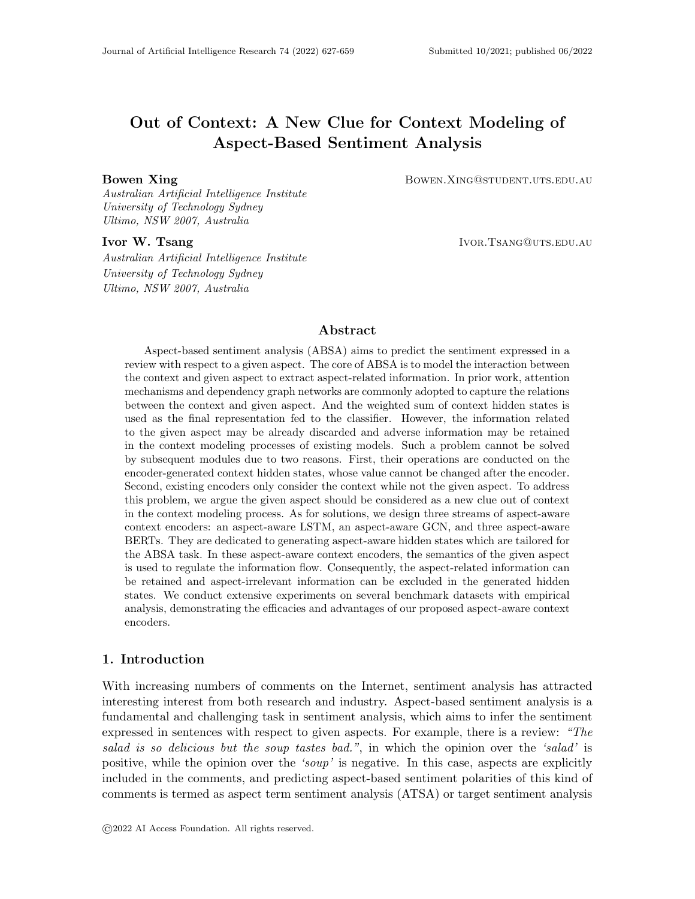# Out of Context: A New Clue for Context Modeling of Aspect-Based Sentiment Analysis

**Bowen Xing** BOWEN.XING@STUDENT.UTS.EDU.AU

*Australian Artificial Intelligence Institute*
*University of Technology Sydney*
*Ultimo, NSW 2007, Australia*

**Ivor W. Tsang** IVOR.TSANG@UTS.EDU.AU

*Australian Artificial Intelligence Institute*
*University of Technology Sydney*
*Ultimo, NSW 2007, Australia*

## Abstract

Aspect-based sentiment analysis (ABSA) aims to predict the sentiment expressed in a review with respect to a given aspect. The core of ABSA is to model the interaction between the context and given aspect to extract aspect-related information. In prior work, attention mechanisms and dependency graph networks are commonly adopted to capture the relations between the context and given aspect. And the weighted sum of context hidden states is used as the final representation fed to the classifier. However, the information related to the given aspect may be already discarded and adverse information may be retained in the context modeling processes of existing models. Such a problem cannot be solved by subsequent modules due to two reasons. First, their operations are conducted on the encoder-generated context hidden states, whose value cannot be changed after the encoder. Second, existing encoders only consider the context while not the given aspect. To address this problem, we argue the given aspect should be considered as a new clue out of context in the context modeling process. As for solutions, we design three streams of aspect-aware context encoders: an aspect-aware LSTM, an aspect-aware GCN, and three aspect-aware BERTs. They are dedicated to generating aspect-aware hidden states which are tailored for the ABSA task. In these aspect-aware context encoders, the semantics of the given aspect is used to regulate the information flow. Consequently, the aspect-related information can be retained and aspect-irrelevant information can be excluded in the generated hidden states. We conduct extensive experiments on several benchmark datasets with empirical analysis, demonstrating the efficacies and advantages of our proposed aspect-aware context encoders.

## 1. Introduction

With increasing numbers of comments on the Internet, sentiment analysis has attracted interesting interest from both research and industry. Aspect-based sentiment analysis is a fundamental and challenging task in sentiment analysis, which aims to infer the sentiment expressed in sentences with respect to given aspects. For example, there is a review: *"The salad is so delicious but the soup tastes bad."*, in which the opinion over the *'salad'* is positive, while the opinion over the *'soup'* is negative. In this case, aspects are explicitly included in the comments, and predicting aspect-based sentiment polarities of this kind of comments is termed as aspect term sentiment analysis (ATSA) or target sentiment analysis

©2022 AI Access Foundation. All rights reserved.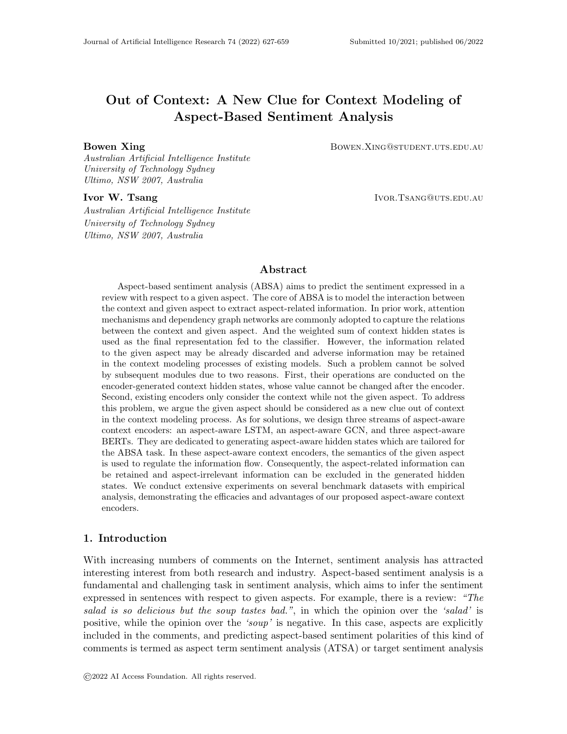# Out of Context: A New Clue for Context Modeling of Aspect-Based Sentiment Analysis

**Bowen Xing** BOWEN.XING@STUDENT.UTS.EDU.AU

*Australian Artificial Intelligence Institute*
*University of Technology Sydney*
*Ultimo, NSW 2007, Australia*

**Ivor W. Tsang** IVOR.TSANG@UTS.EDU.AU

*Australian Artificial Intelligence Institute*
*University of Technology Sydney*
*Ultimo, NSW 2007, Australia*

## Abstract

Aspect-based sentiment analysis (ABSA) aims to predict the sentiment expressed in a review with respect to a given aspect. The core of ABSA is to model the interaction between the context and given aspect to extract aspect-related information. In prior work, attention mechanisms and dependency graph networks are commonly adopted to capture the relations between the context and given aspect. And the weighted sum of context hidden states is used as the final representation fed to the classifier. However, the information related to the given aspect may be already discarded and adverse information may be retained in the context modeling processes of existing models. Such a problem cannot be solved by subsequent modules due to two reasons. First, their operations are conducted on the encoder-generated context hidden states, whose value cannot be changed after the encoder. Second, existing encoders only consider the context while not the given aspect. To address this problem, we argue the given aspect should be considered as a new clue out of context in the context modeling process. As for solutions, we design three streams of aspect-aware context encoders: an aspect-aware LSTM, an aspect-aware GCN, and three aspect-aware BERTs. They are dedicated to generating aspect-aware hidden states which are tailored for the ABSA task. In these aspect-aware context encoders, the semantics of the given aspect is used to regulate the information flow. Consequently, the aspect-related information can be retained and aspect-irrelevant information can be excluded in the generated hidden states. We conduct extensive experiments on several benchmark datasets with empirical analysis, demonstrating the efficacies and advantages of our proposed aspect-aware context encoders.

## 1. Introduction

With increasing numbers of comments on the Internet, sentiment analysis has attracted interesting interest from both research and industry. Aspect-based sentiment analysis is a fundamental and challenging task in sentiment analysis, which aims to infer the sentiment expressed in sentences with respect to given aspects. For example, there is a review: *"The salad is so delicious but the soup tastes bad."*, in which the opinion over the *'salad'* is positive, while the opinion over the *'soup'* is negative. In this case, aspects are explicitly included in the comments, and predicting aspect-based sentiment polarities of this kind of comments is termed as aspect term sentiment analysis (ATSA) or target sentiment analysis

©2022 AI Access Foundation. All rights reserved.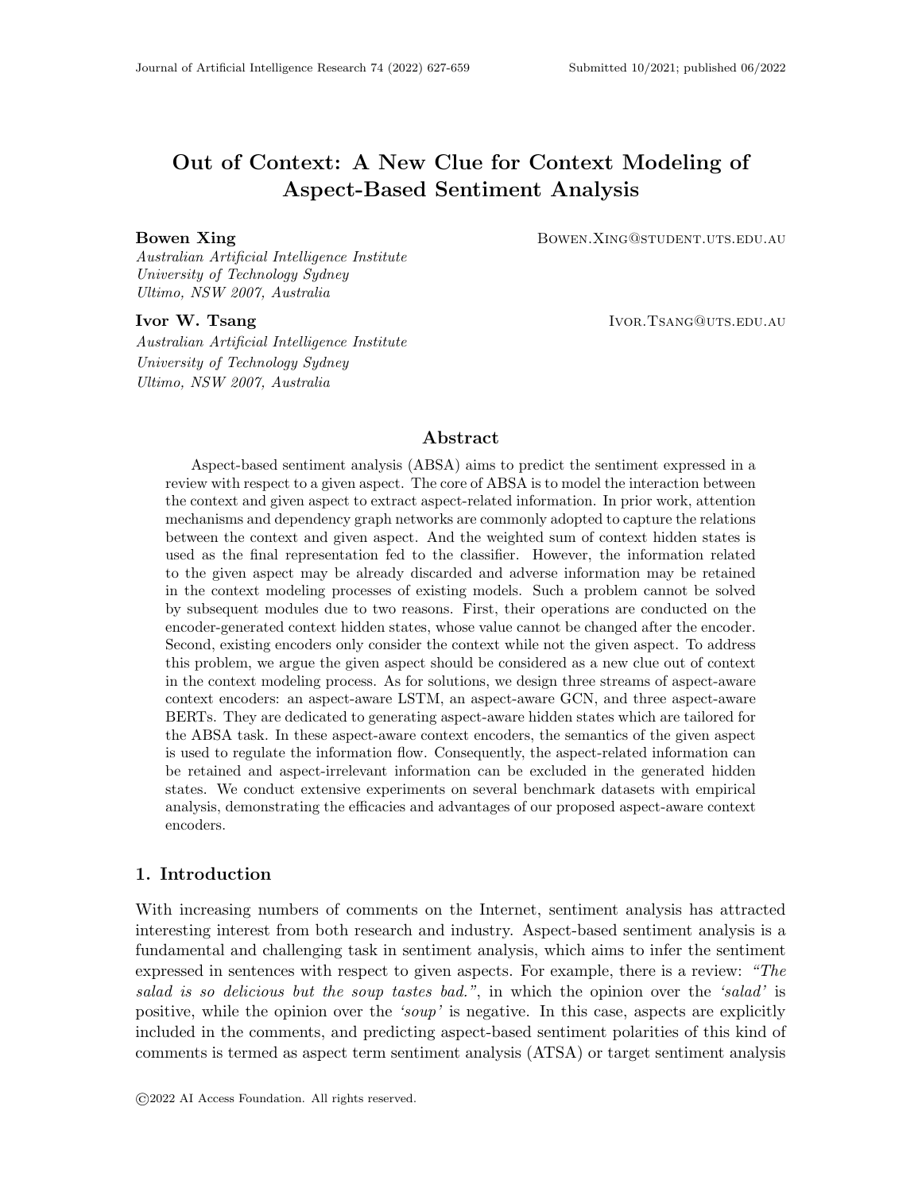# Out of Context: A New Clue for Context Modeling of Aspect-Based Sentiment Analysis

**Bowen Xing** BOWEN.XING@STUDENT.UTS.EDU.AU
*Australian Artificial Intelligence Institute*
*University of Technology Sydney*
*Ultimo, NSW 2007, Australia*

**Ivor W. Tsang** IVOR.TSANG@UTS.EDU.AU
*Australian Artificial Intelligence Institute*
*University of Technology Sydney*
*Ultimo, NSW 2007, Australia*

## Abstract

Aspect-based sentiment analysis (ABSA) aims to predict the sentiment expressed in a review with respect to a given aspect. The core of ABSA is to model the interaction between the context and given aspect to extract aspect-related information. In prior work, attention mechanisms and dependency graph networks are commonly adopted to capture the relations between the context and given aspect. And the weighted sum of context hidden states is used as the final representation fed to the classifier. However, the information related to the given aspect may be already discarded and adverse information may be retained in the context modeling processes of existing models. Such a problem cannot be solved by subsequent modules due to two reasons. First, their operations are conducted on the encoder-generated context hidden states, whose value cannot be changed after the encoder. Second, existing encoders only consider the context while not the given aspect. To address this problem, we argue the given aspect should be considered as a new clue out of context in the context modeling process. As for solutions, we design three streams of aspect-aware context encoders: an aspect-aware LSTM, an aspect-aware GCN, and three aspect-aware BERTs. They are dedicated to generating aspect-aware hidden states which are tailored for the ABSA task. In these aspect-aware context encoders, the semantics of the given aspect is used to regulate the information flow. Consequently, the aspect-related information can be retained and aspect-irrelevant information can be excluded in the generated hidden states. We conduct extensive experiments on several benchmark datasets with empirical analysis, demonstrating the efficacies and advantages of our proposed aspect-aware context encoders.

## 1. Introduction

With increasing numbers of comments on the Internet, sentiment analysis has attracted interesting interest from both research and industry. Aspect-based sentiment analysis is a fundamental and challenging task in sentiment analysis, which aims to infer the sentiment expressed in sentences with respect to given aspects. For example, there is a review: *"The salad is so delicious but the soup tastes bad."*, in which the opinion over the *'salad'* is positive, while the opinion over the *'soup'* is negative. In this case, aspects are explicitly included in the comments, and predicting aspect-based sentiment polarities of this kind of comments is termed as aspect term sentiment analysis (ATSA) or target sentiment analysis

©2022 AI Access Foundation. All rights reserved.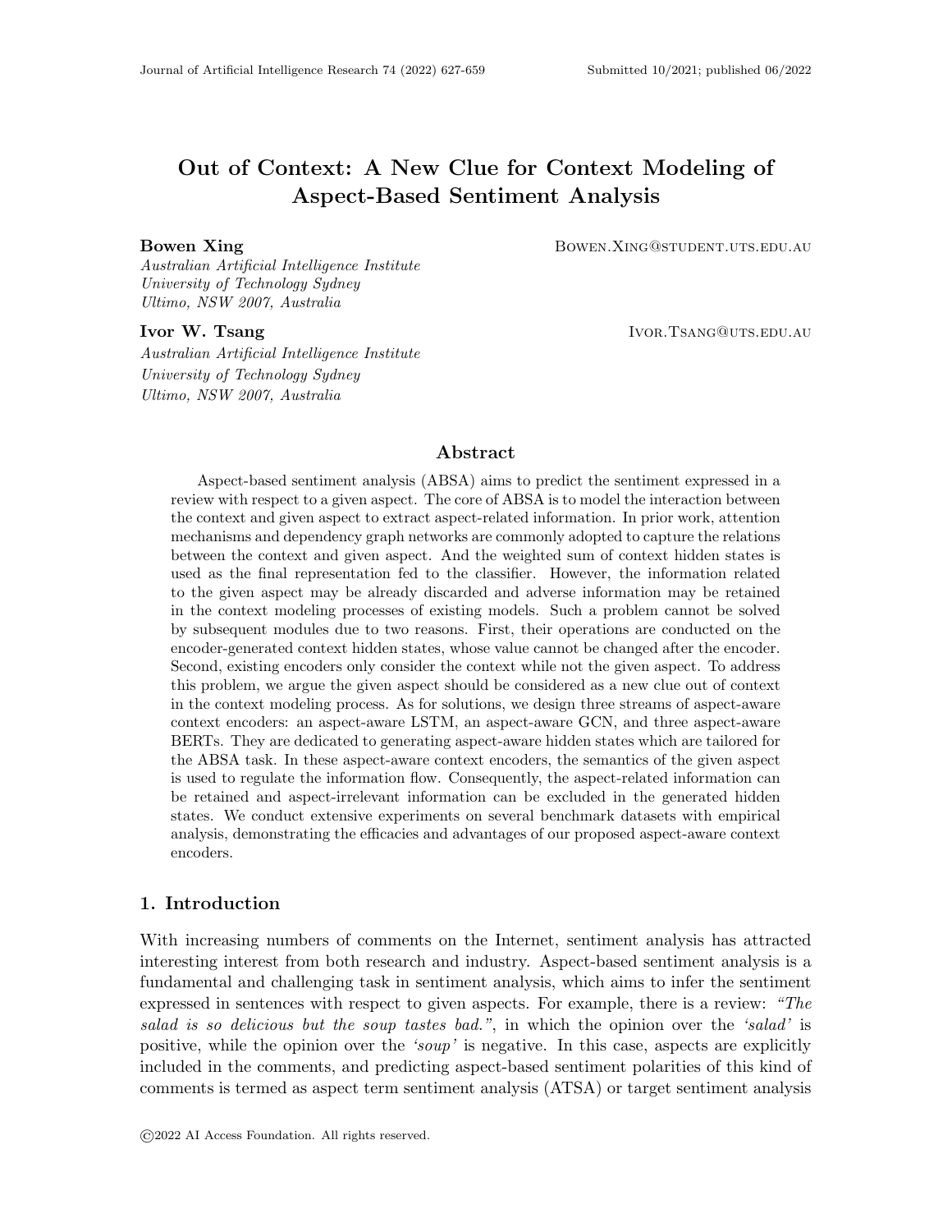# Out of Context: A New Clue for Context Modeling of Aspect-Based Sentiment Analysis

**Bowen Xing** BOWEN.XING@STUDENT.UTS.EDU.AU

*Australian Artificial Intelligence Institute*
*University of Technology Sydney*
*Ultimo, NSW 2007, Australia*

**Ivor W. Tsang** IVOR.TSANG@UTS.EDU.AU

*Australian Artificial Intelligence Institute*
*University of Technology Sydney*
*Ultimo, NSW 2007, Australia*

## Abstract

Aspect-based sentiment analysis (ABSA) aims to predict the sentiment expressed in a review with respect to a given aspect. The core of ABSA is to model the interaction between the context and given aspect to extract aspect-related information. In prior work, attention mechanisms and dependency graph networks are commonly adopted to capture the relations between the context and given aspect. And the weighted sum of context hidden states is used as the final representation fed to the classifier. However, the information related to the given aspect may be already discarded and adverse information may be retained in the context modeling processes of existing models. Such a problem cannot be solved by subsequent modules due to two reasons. First, their operations are conducted on the encoder-generated context hidden states, whose value cannot be changed after the encoder. Second, existing encoders only consider the context while not the given aspect. To address this problem, we argue the given aspect should be considered as a new clue out of context in the context modeling process. As for solutions, we design three streams of aspect-aware context encoders: an aspect-aware LSTM, an aspect-aware GCN, and three aspect-aware BERTs. They are dedicated to generating aspect-aware hidden states which are tailored for the ABSA task. In these aspect-aware context encoders, the semantics of the given aspect is used to regulate the information flow. Consequently, the aspect-related information can be retained and aspect-irrelevant information can be excluded in the generated hidden states. We conduct extensive experiments on several benchmark datasets with empirical analysis, demonstrating the efficacies and advantages of our proposed aspect-aware context encoders.

## 1. Introduction

With increasing numbers of comments on the Internet, sentiment analysis has attracted interesting interest from both research and industry. Aspect-based sentiment analysis is a fundamental and challenging task in sentiment analysis, which aims to infer the sentiment expressed in sentences with respect to given aspects. For example, there is a review: *"The salad is so delicious but the soup tastes bad."*, in which the opinion over the *'salad'* is positive, while the opinion over the *'soup'* is negative. In this case, aspects are explicitly included in the comments, and predicting aspect-based sentiment polarities of this kind of comments is termed as aspect term sentiment analysis (ATSA) or target sentiment analysis

©2022 AI Access Foundation. All rights reserved.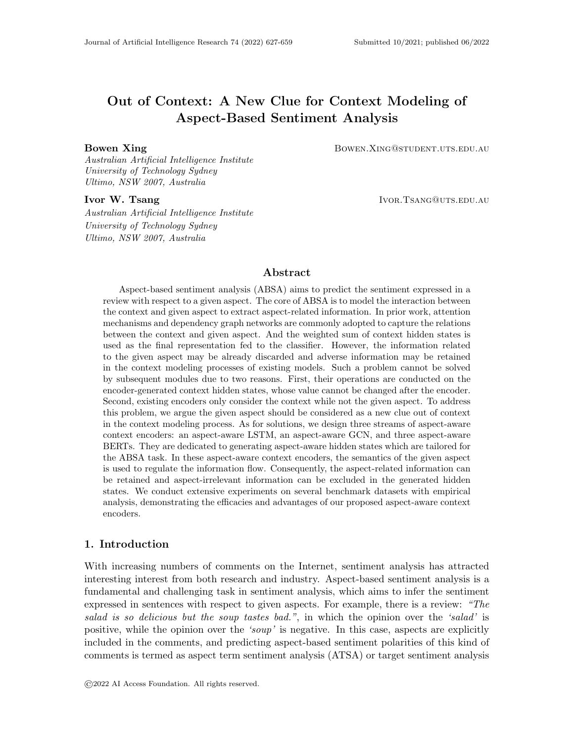# Out of Context: A New Clue for Context Modeling of Aspect-Based Sentiment Analysis

**Bowen Xing** BOWEN.XING@STUDENT.UTS.EDU.AU

*Australian Artificial Intelligence Institute*
*University of Technology Sydney*
*Ultimo, NSW 2007, Australia*

**Ivor W. Tsang** IVOR.TSANG@UTS.EDU.AU

*Australian Artificial Intelligence Institute*
*University of Technology Sydney*
*Ultimo, NSW 2007, Australia*

## Abstract

Aspect-based sentiment analysis (ABSA) aims to predict the sentiment expressed in a review with respect to a given aspect. The core of ABSA is to model the interaction between the context and given aspect to extract aspect-related information. In prior work, attention mechanisms and dependency graph networks are commonly adopted to capture the relations between the context and given aspect. And the weighted sum of context hidden states is used as the final representation fed to the classifier. However, the information related to the given aspect may be already discarded and adverse information may be retained in the context modeling processes of existing models. Such a problem cannot be solved by subsequent modules due to two reasons. First, their operations are conducted on the encoder-generated context hidden states, whose value cannot be changed after the encoder. Second, existing encoders only consider the context while not the given aspect. To address this problem, we argue the given aspect should be considered as a new clue out of context in the context modeling process. As for solutions, we design three streams of aspect-aware context encoders: an aspect-aware LSTM, an aspect-aware GCN, and three aspect-aware BERTs. They are dedicated to generating aspect-aware hidden states which are tailored for the ABSA task. In these aspect-aware context encoders, the semantics of the given aspect is used to regulate the information flow. Consequently, the aspect-related information can be retained and aspect-irrelevant information can be excluded in the generated hidden states. We conduct extensive experiments on several benchmark datasets with empirical analysis, demonstrating the efficacies and advantages of our proposed aspect-aware context encoders.

## 1. Introduction

With increasing numbers of comments on the Internet, sentiment analysis has attracted interesting interest from both research and industry. Aspect-based sentiment analysis is a fundamental and challenging task in sentiment analysis, which aims to infer the sentiment expressed in sentences with respect to given aspects. For example, there is a review: *"The salad is so delicious but the soup tastes bad."*, in which the opinion over the *'salad'* is positive, while the opinion over the *'soup'* is negative. In this case, aspects are explicitly included in the comments, and predicting aspect-based sentiment polarities of this kind of comments is termed as aspect term sentiment analysis (ATSA) or target sentiment analysis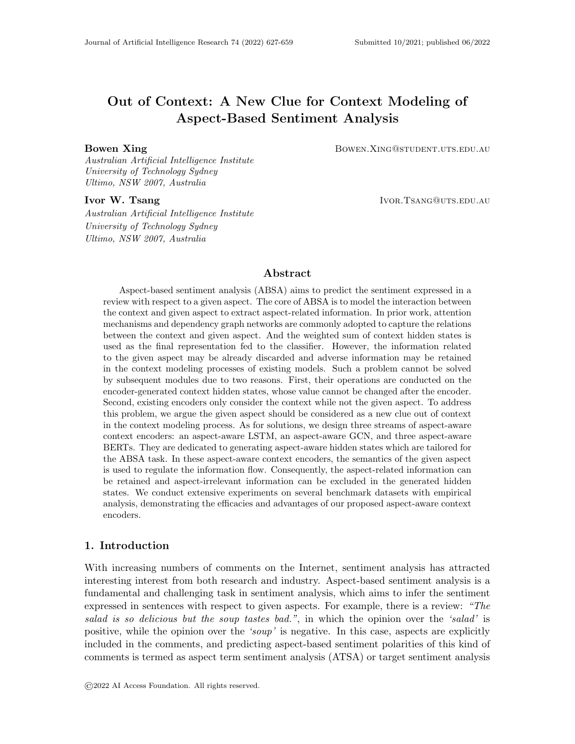# Out of Context: A New Clue for Context Modeling of Aspect-Based Sentiment Analysis

**Bowen Xing** — BOWEN.XING@STUDENT.UTS.EDU.AU
*Australian Artificial Intelligence Institute*
*University of Technology Sydney*
*Ultimo, NSW 2007, Australia*

**Ivor W. Tsang** — IVOR.TSANG@UTS.EDU.AU
*Australian Artificial Intelligence Institute*
*University of Technology Sydney*
*Ultimo, NSW 2007, Australia*

## Abstract

Aspect-based sentiment analysis (ABSA) aims to predict the sentiment expressed in a review with respect to a given aspect. The core of ABSA is to model the interaction between the context and given aspect to extract aspect-related information. In prior work, attention mechanisms and dependency graph networks are commonly adopted to capture the relations between the context and given aspect. And the weighted sum of context hidden states is used as the final representation fed to the classifier. However, the information related to the given aspect may be already discarded and adverse information may be retained in the context modeling processes of existing models. Such a problem cannot be solved by subsequent modules due to two reasons. First, their operations are conducted on the encoder-generated context hidden states, whose value cannot be changed after the encoder. Second, existing encoders only consider the context while not the given aspect. To address this problem, we argue the given aspect should be considered as a new clue out of context in the context modeling process. As for solutions, we design three streams of aspect-aware context encoders: an aspect-aware LSTM, an aspect-aware GCN, and three aspect-aware BERTs. They are dedicated to generating aspect-aware hidden states which are tailored for the ABSA task. In these aspect-aware context encoders, the semantics of the given aspect is used to regulate the information flow. Consequently, the aspect-related information can be retained and aspect-irrelevant information can be excluded in the generated hidden states. We conduct extensive experiments on several benchmark datasets with empirical analysis, demonstrating the efficacies and advantages of our proposed aspect-aware context encoders.

## 1. Introduction

With increasing numbers of comments on the Internet, sentiment analysis has attracted interesting interest from both research and industry. Aspect-based sentiment analysis is a fundamental and challenging task in sentiment analysis, which aims to infer the sentiment expressed in sentences with respect to given aspects. For example, there is a review: *"The salad is so delicious but the soup tastes bad."*, in which the opinion over the *'salad'* is positive, while the opinion over the *'soup'* is negative. In this case, aspects are explicitly included in the comments, and predicting aspect-based sentiment polarities of this kind of comments is termed as aspect term sentiment analysis (ATSA) or target sentiment analysis

©2022 AI Access Foundation. All rights reserved.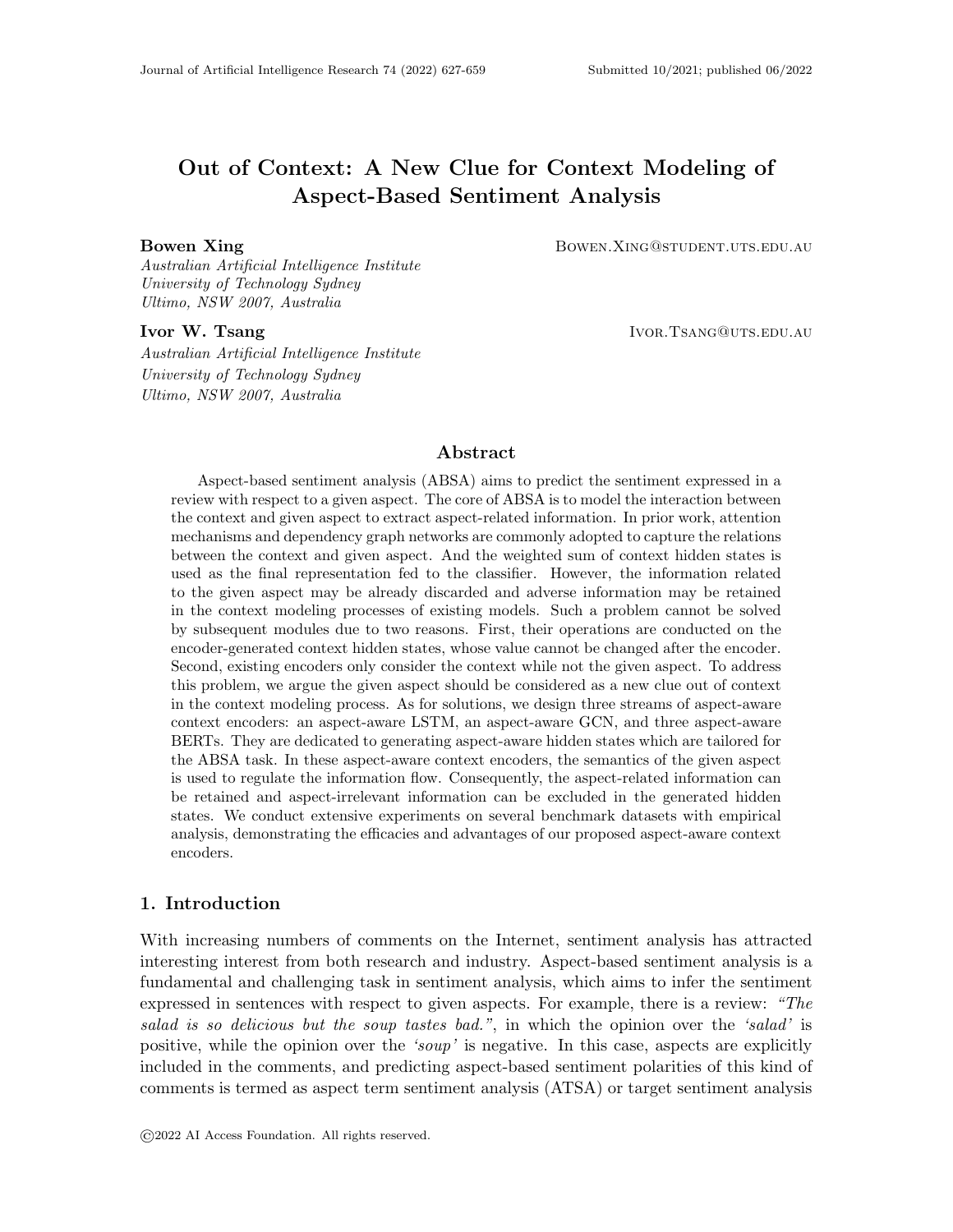# Out of Context: A New Clue for Context Modeling of Aspect-Based Sentiment Analysis

**Bowen Xing** BOWEN.XING@STUDENT.UTS.EDU.AU

*Australian Artificial Intelligence Institute*
*University of Technology Sydney*
*Ultimo, NSW 2007, Australia*

**Ivor W. Tsang** IVOR.TSANG@UTS.EDU.AU

*Australian Artificial Intelligence Institute*
*University of Technology Sydney*
*Ultimo, NSW 2007, Australia*

## Abstract

Aspect-based sentiment analysis (ABSA) aims to predict the sentiment expressed in a review with respect to a given aspect. The core of ABSA is to model the interaction between the context and given aspect to extract aspect-related information. In prior work, attention mechanisms and dependency graph networks are commonly adopted to capture the relations between the context and given aspect. And the weighted sum of context hidden states is used as the final representation fed to the classifier. However, the information related to the given aspect may be already discarded and adverse information may be retained in the context modeling processes of existing models. Such a problem cannot be solved by subsequent modules due to two reasons. First, their operations are conducted on the encoder-generated context hidden states, whose value cannot be changed after the encoder. Second, existing encoders only consider the context while not the given aspect. To address this problem, we argue the given aspect should be considered as a new clue out of context in the context modeling process. As for solutions, we design three streams of aspect-aware context encoders: an aspect-aware LSTM, an aspect-aware GCN, and three aspect-aware BERTs. They are dedicated to generating aspect-aware hidden states which are tailored for the ABSA task. In these aspect-aware context encoders, the semantics of the given aspect is used to regulate the information flow. Consequently, the aspect-related information can be retained and aspect-irrelevant information can be excluded in the generated hidden states. We conduct extensive experiments on several benchmark datasets with empirical analysis, demonstrating the efficacies and advantages of our proposed aspect-aware context encoders.

## 1. Introduction

With increasing numbers of comments on the Internet, sentiment analysis has attracted interesting interest from both research and industry. Aspect-based sentiment analysis is a fundamental and challenging task in sentiment analysis, which aims to infer the sentiment expressed in sentences with respect to given aspects. For example, there is a review: *"The salad is so delicious but the soup tastes bad."*, in which the opinion over the *'salad'* is positive, while the opinion over the *'soup'* is negative. In this case, aspects are explicitly included in the comments, and predicting aspect-based sentiment polarities of this kind of comments is termed as aspect term sentiment analysis (ATSA) or target sentiment analysis

©2022 AI Access Foundation. All rights reserved.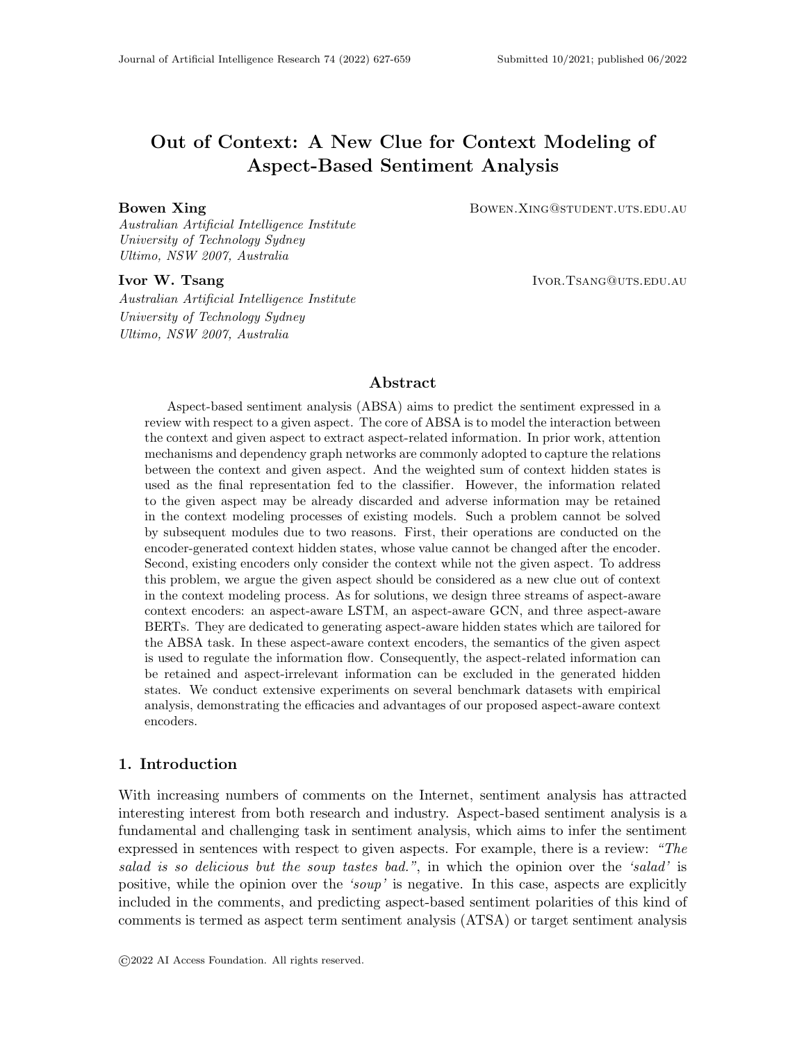# Out of Context: A New Clue for Context Modeling of Aspect-Based Sentiment Analysis

**Bowen Xing** BOWEN.XING@STUDENT.UTS.EDU.AU

*Australian Artificial Intelligence Institute*
*University of Technology Sydney*
*Ultimo, NSW 2007, Australia*

**Ivor W. Tsang** IVOR.TSANG@UTS.EDU.AU

*Australian Artificial Intelligence Institute*
*University of Technology Sydney*
*Ultimo, NSW 2007, Australia*

## Abstract

Aspect-based sentiment analysis (ABSA) aims to predict the sentiment expressed in a review with respect to a given aspect. The core of ABSA is to model the interaction between the context and given aspect to extract aspect-related information. In prior work, attention mechanisms and dependency graph networks are commonly adopted to capture the relations between the context and given aspect. And the weighted sum of context hidden states is used as the final representation fed to the classifier. However, the information related to the given aspect may be already discarded and adverse information may be retained in the context modeling processes of existing models. Such a problem cannot be solved by subsequent modules due to two reasons. First, their operations are conducted on the encoder-generated context hidden states, whose value cannot be changed after the encoder. Second, existing encoders only consider the context while not the given aspect. To address this problem, we argue the given aspect should be considered as a new clue out of context in the context modeling process. As for solutions, we design three streams of aspect-aware context encoders: an aspect-aware LSTM, an aspect-aware GCN, and three aspect-aware BERTs. They are dedicated to generating aspect-aware hidden states which are tailored for the ABSA task. In these aspect-aware context encoders, the semantics of the given aspect is used to regulate the information flow. Consequently, the aspect-related information can be retained and aspect-irrelevant information can be excluded in the generated hidden states. We conduct extensive experiments on several benchmark datasets with empirical analysis, demonstrating the efficacies and advantages of our proposed aspect-aware context encoders.

## 1. Introduction

With increasing numbers of comments on the Internet, sentiment analysis has attracted interesting interest from both research and industry. Aspect-based sentiment analysis is a fundamental and challenging task in sentiment analysis, which aims to infer the sentiment expressed in sentences with respect to given aspects. For example, there is a review: *"The salad is so delicious but the soup tastes bad."*, in which the opinion over the *'salad'* is positive, while the opinion over the *'soup'* is negative. In this case, aspects are explicitly included in the comments, and predicting aspect-based sentiment polarities of this kind of comments is termed as aspect term sentiment analysis (ATSA) or target sentiment analysis

©2022 AI Access Foundation. All rights reserved.